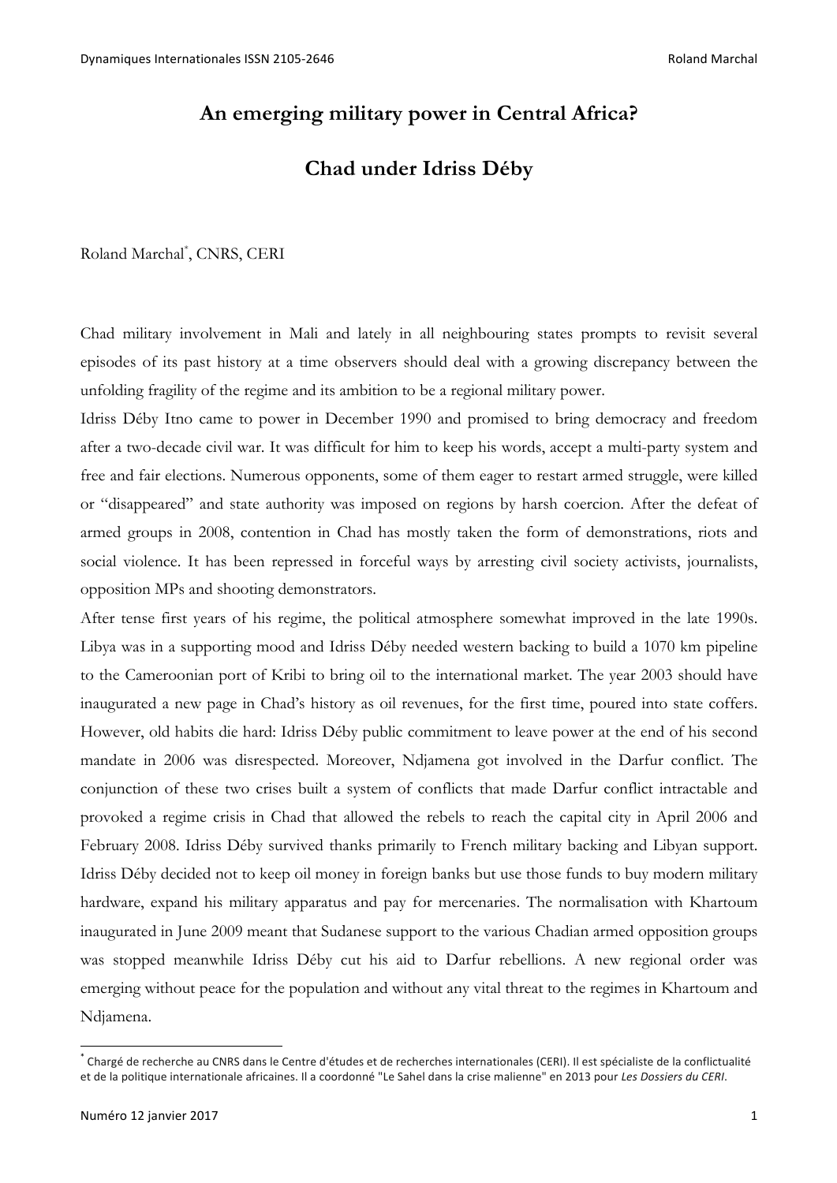# An emerging military power in Central Africa?

# Chad under Idriss Déby

Roland Marchal[*], CNRS, CERI

Chad military involvement in Mali and lately in all neighbouring states prompts to revisit several episodes of its past history at a time observers should deal with a growing discrepancy between the unfolding fragility of the regime and its ambition to be a regional military power.

Idriss Déby Itno came to power in December 1990 and promised to bring democracy and freedom after a two-decade civil war. It was difficult for him to keep his words, accept a multi-party system and free and fair elections. Numerous opponents, some of them eager to restart armed struggle, were killed or "disappeared" and state authority was imposed on regions by harsh coercion. After the defeat of armed groups in 2008, contention in Chad has mostly taken the form of demonstrations, riots and social violence. It has been repressed in forceful ways by arresting civil society activists, journalists, opposition MPs and shooting demonstrators.

After tense first years of his regime, the political atmosphere somewhat improved in the late 1990s. Libya was in a supporting mood and Idriss Déby needed western backing to build a 1070 km pipeline to the Cameroonian port of Kribi to bring oil to the international market. The year 2003 should have inaugurated a new page in Chad's history as oil revenues, for the first time, poured into state coffers. However, old habits die hard: Idriss Déby public commitment to leave power at the end of his second mandate in 2006 was disrespected. Moreover, Ndjamena got involved in the Darfur conflict. The conjunction of these two crises built a system of conflicts that made Darfur conflict intractable and provoked a regime crisis in Chad that allowed the rebels to reach the capital city in April 2006 and February 2008. Idriss Déby survived thanks primarily to French military backing and Libyan support. Idriss Déby decided not to keep oil money in foreign banks but use those funds to buy modern military hardware, expand his military apparatus and pay for mercenaries. The normalisation with Khartoum inaugurated in June 2009 meant that Sudanese support to the various Chadian armed opposition groups was stopped meanwhile Idriss Déby cut his aid to Darfur rebellions. A new regional order was emerging without peace for the population and without any vital threat to the regimes in Khartoum and Ndjamena.

---

[*] Chargé de recherche au CNRS dans le Centre d'études et de recherches internationales (CERI). Il est spécialiste de la conflictualité et de la politique internationale africaines. Il a coordonné "Le Sahel dans la crise malienne" en 2013 pour *Les Dossiers du CERI*.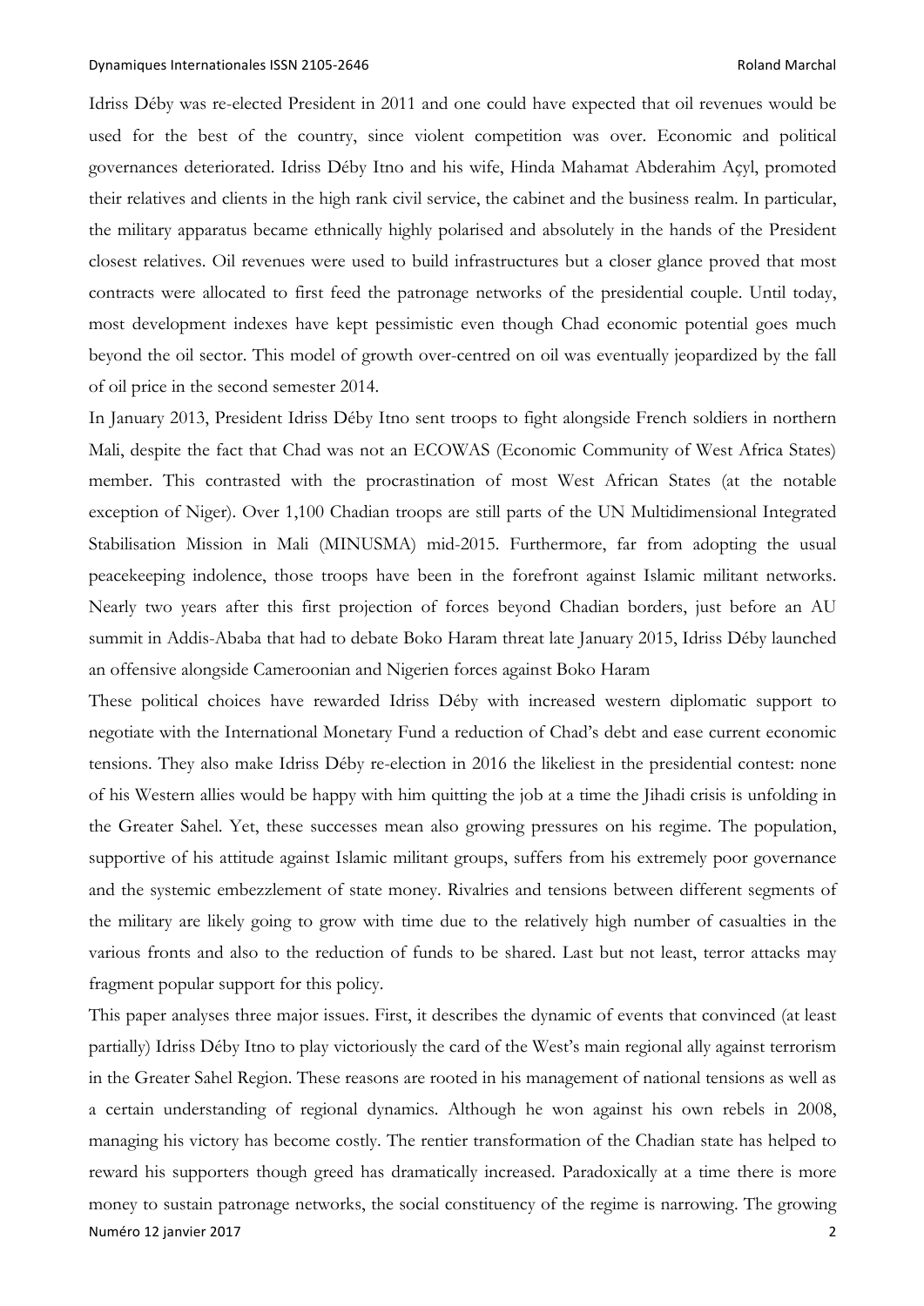Idriss Déby was re-elected President in 2011 and one could have expected that oil revenues would be used for the best of the country, since violent competition was over. Economic and political governances deteriorated. Idriss Déby Itno and his wife, Hinda Mahamat Abderahim Açyl, promoted their relatives and clients in the high rank civil service, the cabinet and the business realm. In particular, the military apparatus became ethnically highly polarised and absolutely in the hands of the President closest relatives. Oil revenues were used to build infrastructures but a closer glance proved that most contracts were allocated to first feed the patronage networks of the presidential couple. Until today, most development indexes have kept pessimistic even though Chad economic potential goes much beyond the oil sector. This model of growth over-centred on oil was eventually jeopardized by the fall of oil price in the second semester 2014.

In January 2013, President Idriss Déby Itno sent troops to fight alongside French soldiers in northern Mali, despite the fact that Chad was not an ECOWAS (Economic Community of West Africa States) member. This contrasted with the procrastination of most West African States (at the notable exception of Niger). Over 1,100 Chadian troops are still parts of the UN Multidimensional Integrated Stabilisation Mission in Mali (MINUSMA) mid-2015. Furthermore, far from adopting the usual peacekeeping indolence, those troops have been in the forefront against Islamic militant networks. Nearly two years after this first projection of forces beyond Chadian borders, just before an AU summit in Addis-Ababa that had to debate Boko Haram threat late January 2015, Idriss Déby launched an offensive alongside Cameroonian and Nigerien forces against Boko Haram

These political choices have rewarded Idriss Déby with increased western diplomatic support to negotiate with the International Monetary Fund a reduction of Chad's debt and ease current economic tensions. They also make Idriss Déby re-election in 2016 the likeliest in the presidential contest: none of his Western allies would be happy with him quitting the job at a time the Jihadi crisis is unfolding in the Greater Sahel. Yet, these successes mean also growing pressures on his regime. The population, supportive of his attitude against Islamic militant groups, suffers from his extremely poor governance and the systemic embezzlement of state money. Rivalries and tensions between different segments of the military are likely going to grow with time due to the relatively high number of casualties in the various fronts and also to the reduction of funds to be shared. Last but not least, terror attacks may fragment popular support for this policy.

This paper analyses three major issues. First, it describes the dynamic of events that convinced (at least partially) Idriss Déby Itno to play victoriously the card of the West's main regional ally against terrorism in the Greater Sahel Region. These reasons are rooted in his management of national tensions as well as a certain understanding of regional dynamics. Although he won against his own rebels in 2008, managing his victory has become costly. The rentier transformation of the Chadian state has helped to reward his supporters though greed has dramatically increased. Paradoxically at a time there is more money to sustain patronage networks, the social constituency of the regime is narrowing. The growing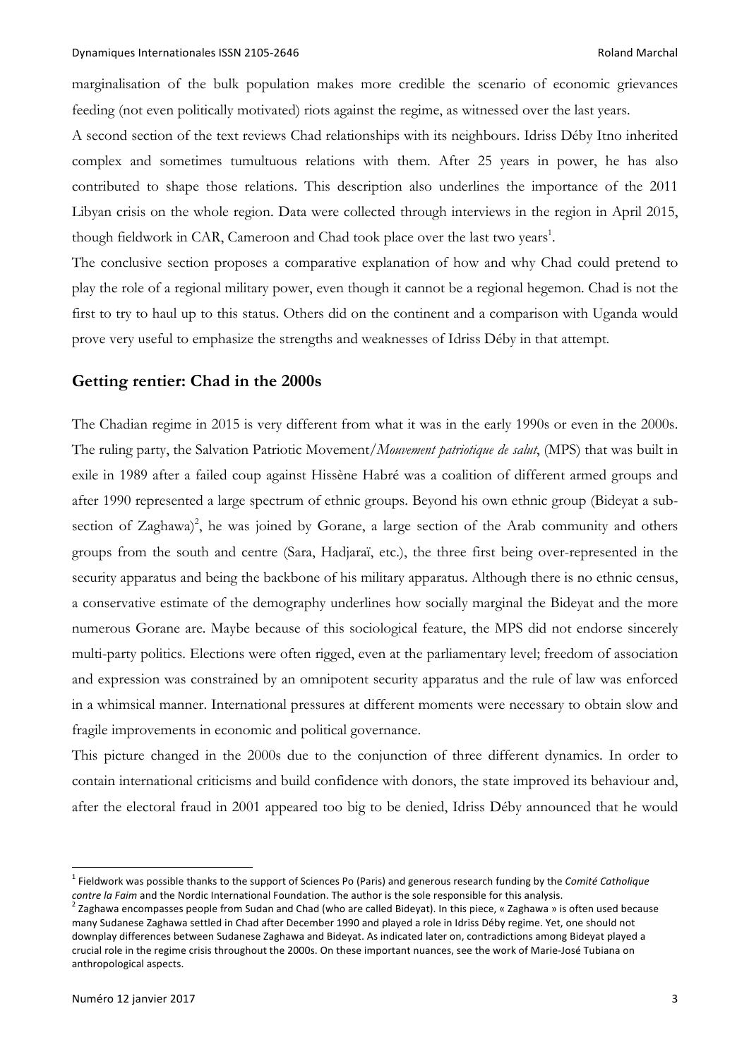marginalisation of the bulk population makes more credible the scenario of economic grievances feeding (not even politically motivated) riots against the regime, as witnessed over the last years.

A second section of the text reviews Chad relationships with its neighbours. Idriss Déby Itno inherited complex and sometimes tumultuous relations with them. After 25 years in power, he has also contributed to shape those relations. This description also underlines the importance of the 2011 Libyan crisis on the whole region. Data were collected through interviews in the region in April 2015, though fieldwork in CAR, Cameroon and Chad took place over the last two years[1].

The conclusive section proposes a comparative explanation of how and why Chad could pretend to play the role of a regional military power, even though it cannot be a regional hegemon. Chad is not the first to try to haul up to this status. Others did on the continent and a comparison with Uganda would prove very useful to emphasize the strengths and weaknesses of Idriss Déby in that attempt.

## Getting rentier: Chad in the 2000s

The Chadian regime in 2015 is very different from what it was in the early 1990s or even in the 2000s. The ruling party, the Salvation Patriotic Movement/*Mouvement patriotique de salut*, (MPS) that was built in exile in 1989 after a failed coup against Hissène Habré was a coalition of different armed groups and after 1990 represented a large spectrum of ethnic groups. Beyond his own ethnic group (Bideyat a sub-section of Zaghawa)[2], he was joined by Gorane, a large section of the Arab community and others groups from the south and centre (Sara, Hadjaraï, etc.), the three first being over-represented in the security apparatus and being the backbone of his military apparatus. Although there is no ethnic census, a conservative estimate of the demography underlines how socially marginal the Bideyat and the more numerous Gorane are. Maybe because of this sociological feature, the MPS did not endorse sincerely multi-party politics. Elections were often rigged, even at the parliamentary level; freedom of association and expression was constrained by an omnipotent security apparatus and the rule of law was enforced in a whimsical manner. International pressures at different moments were necessary to obtain slow and fragile improvements in economic and political governance.

This picture changed in the 2000s due to the conjunction of three different dynamics. In order to contain international criticisms and build confidence with donors, the state improved its behaviour and, after the electoral fraud in 2001 appeared too big to be denied, Idriss Déby announced that he would

---

[1] Fieldwork was possible thanks to the support of Sciences Po (Paris) and generous research funding by the *Comité Catholique contre la Faim* and the Nordic International Foundation. The author is the sole responsible for this analysis.

[2] Zaghawa encompasses people from Sudan and Chad (who are called Bideyat). In this piece, « Zaghawa » is often used because many Sudanese Zaghawa settled in Chad after December 1990 and played a role in Idriss Déby regime. Yet, one should not downplay differences between Sudanese Zaghawa and Bideyat. As indicated later on, contradictions among Bideyat played a crucial role in the regime crisis throughout the 2000s. On these important nuances, see the work of Marie-José Tubiana on anthropological aspects.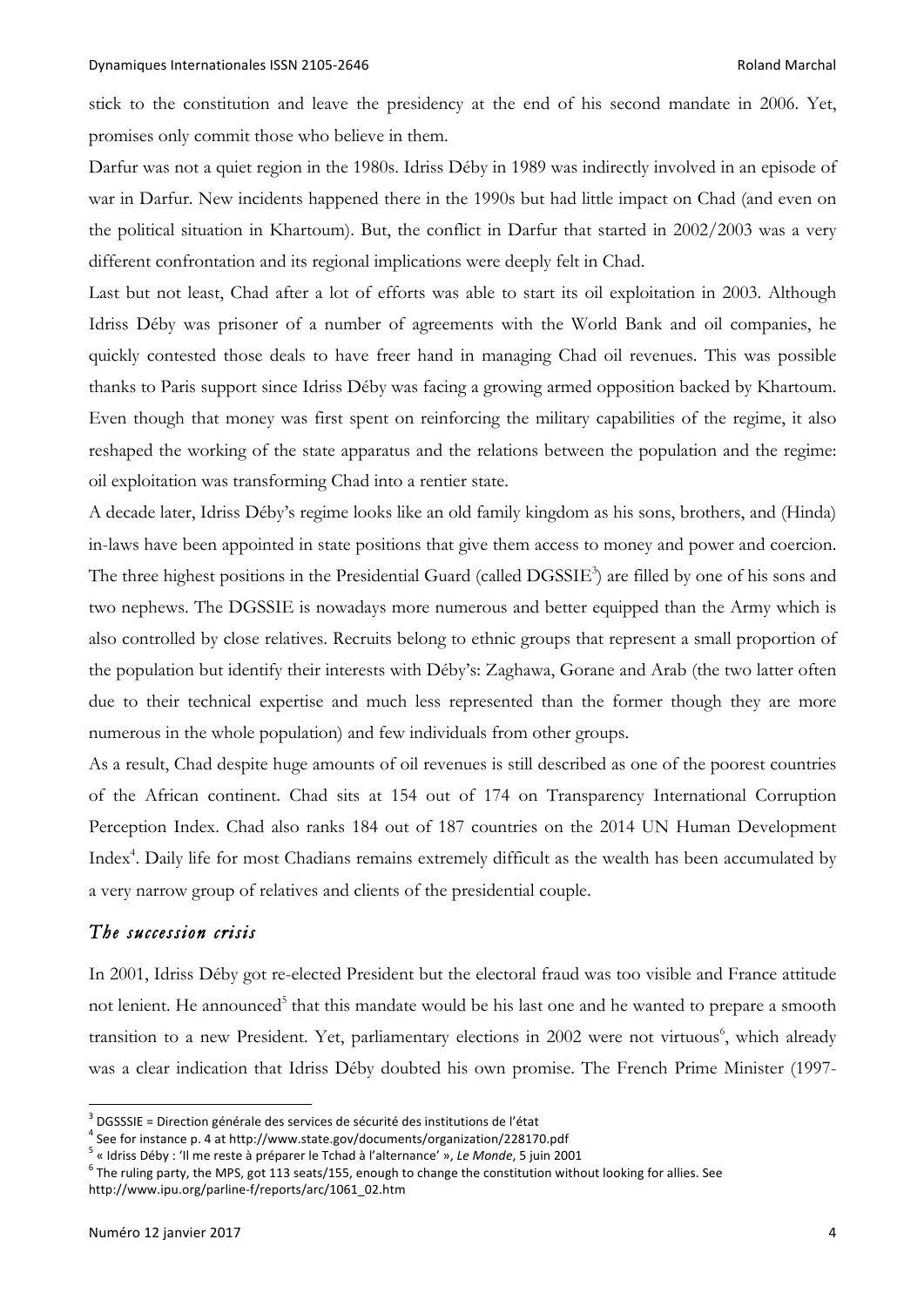stick to the constitution and leave the presidency at the end of his second mandate in 2006. Yet, promises only commit those who believe in them.

Darfur was not a quiet region in the 1980s. Idriss Déby in 1989 was indirectly involved in an episode of war in Darfur. New incidents happened there in the 1990s but had little impact on Chad (and even on the political situation in Khartoum). But, the conflict in Darfur that started in 2002/2003 was a very different confrontation and its regional implications were deeply felt in Chad.

Last but not least, Chad after a lot of efforts was able to start its oil exploitation in 2003. Although Idriss Déby was prisoner of a number of agreements with the World Bank and oil companies, he quickly contested those deals to have freer hand in managing Chad oil revenues. This was possible thanks to Paris support since Idriss Déby was facing a growing armed opposition backed by Khartoum. Even though that money was first spent on reinforcing the military capabilities of the regime, it also reshaped the working of the state apparatus and the relations between the population and the regime: oil exploitation was transforming Chad into a rentier state.

A decade later, Idriss Déby's regime looks like an old family kingdom as his sons, brothers, and (Hinda) in-laws have been appointed in state positions that give them access to money and power and coercion. The three highest positions in the Presidential Guard (called DGSSIE[3]) are filled by one of his sons and two nephews. The DGSSIE is nowadays more numerous and better equipped than the Army which is also controlled by close relatives. Recruits belong to ethnic groups that represent a small proportion of the population but identify their interests with Déby's: Zaghawa, Gorane and Arab (the two latter often due to their technical expertise and much less represented than the former though they are more numerous in the whole population) and few individuals from other groups.

As a result, Chad despite huge amounts of oil revenues is still described as one of the poorest countries of the African continent. Chad sits at 154 out of 174 on Transparency International Corruption Perception Index. Chad also ranks 184 out of 187 countries on the 2014 UN Human Development Index[4]. Daily life for most Chadians remains extremely difficult as the wealth has been accumulated by a very narrow group of relatives and clients of the presidential couple.

## *The succession crisis*

In 2001, Idriss Déby got re-elected President but the electoral fraud was too visible and France attitude not lenient. He announced[5] that this mandate would be his last one and he wanted to prepare a smooth transition to a new President. Yet, parliamentary elections in 2002 were not virtuous[6], which already was a clear indication that Idriss Déby doubted his own promise. The French Prime Minister (1997-

---

[3] DGSSSIE = Direction générale des services de sécurité des institutions de l'état

[4] See for instance p. 4 at http://www.state.gov/documents/organization/228170.pdf

[5] « Idriss Déby : 'Il me reste à préparer le Tchad à l'alternance' », *Le Monde*, 5 juin 2001

[6] The ruling party, the MPS, got 113 seats/155, enough to change the constitution without looking for allies. See http://www.ipu.org/parline-f/reports/arc/1061_02.htm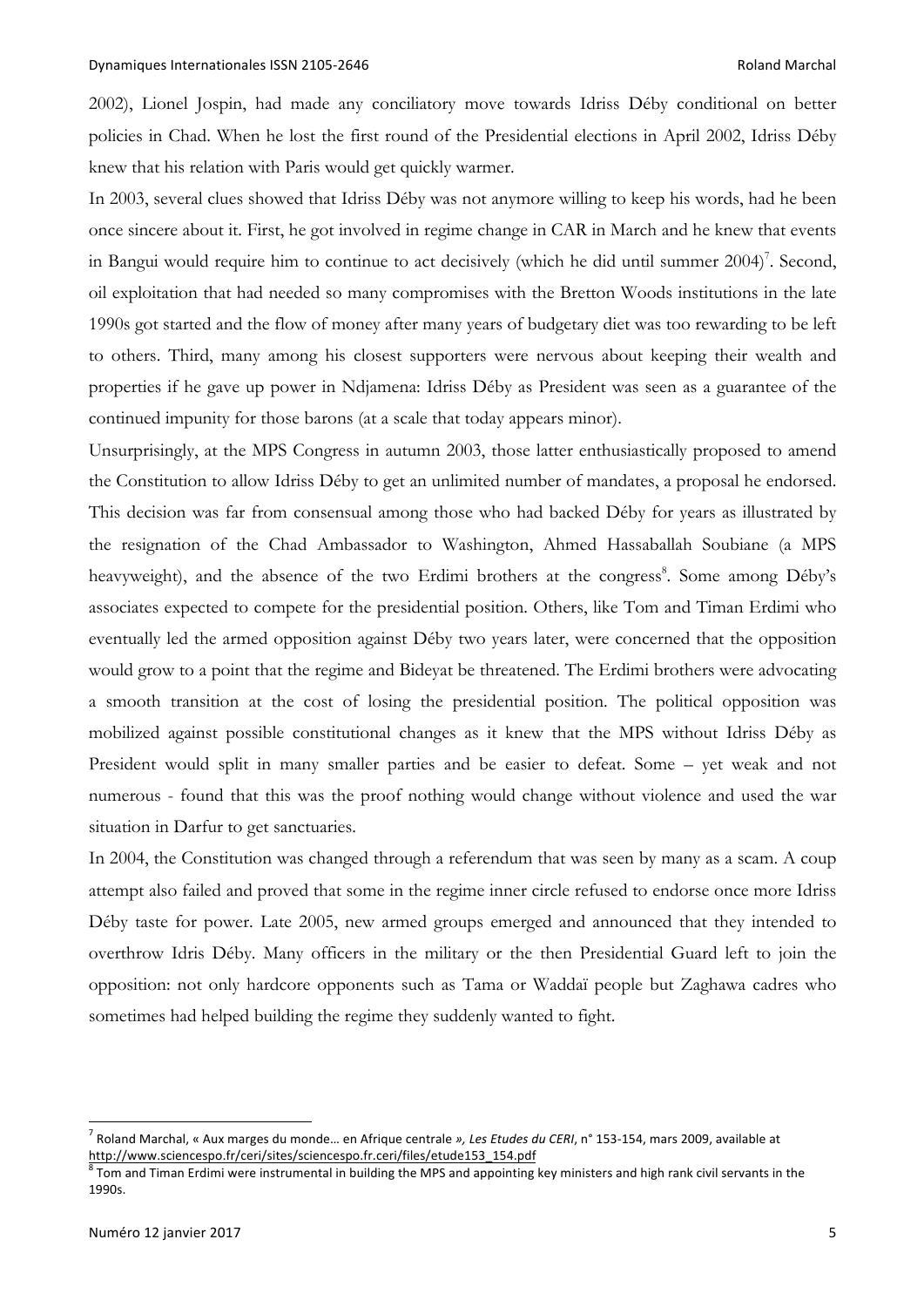2002), Lionel Jospin, had made any conciliatory move towards Idriss Déby conditional on better policies in Chad. When he lost the first round of the Presidential elections in April 2002, Idriss Déby knew that his relation with Paris would get quickly warmer.

In 2003, several clues showed that Idriss Déby was not anymore willing to keep his words, had he been once sincere about it. First, he got involved in regime change in CAR in March and he knew that events in Bangui would require him to continue to act decisively (which he did until summer 2004)[7]. Second, oil exploitation that had needed so many compromises with the Bretton Woods institutions in the late 1990s got started and the flow of money after many years of budgetary diet was too rewarding to be left to others. Third, many among his closest supporters were nervous about keeping their wealth and properties if he gave up power in Ndjamena: Idriss Déby as President was seen as a guarantee of the continued impunity for those barons (at a scale that today appears minor).

Unsurprisingly, at the MPS Congress in autumn 2003, those latter enthusiastically proposed to amend the Constitution to allow Idriss Déby to get an unlimited number of mandates, a proposal he endorsed. This decision was far from consensual among those who had backed Déby for years as illustrated by the resignation of the Chad Ambassador to Washington, Ahmed Hassaballah Soubiane (a MPS heavyweight), and the absence of the two Erdimi brothers at the congress[8]. Some among Déby's associates expected to compete for the presidential position. Others, like Tom and Timan Erdimi who eventually led the armed opposition against Déby two years later, were concerned that the opposition would grow to a point that the regime and Bideyat be threatened. The Erdimi brothers were advocating a smooth transition at the cost of losing the presidential position. The political opposition was mobilized against possible constitutional changes as it knew that the MPS without Idriss Déby as President would split in many smaller parties and be easier to defeat. Some – yet weak and not numerous - found that this was the proof nothing would change without violence and used the war situation in Darfur to get sanctuaries.

In 2004, the Constitution was changed through a referendum that was seen by many as a scam. A coup attempt also failed and proved that some in the regime inner circle refused to endorse once more Idriss Déby taste for power. Late 2005, new armed groups emerged and announced that they intended to overthrow Idris Déby. Many officers in the military or the then Presidential Guard left to join the opposition: not only hardcore opponents such as Tama or Waddaï people but Zaghawa cadres who sometimes had helped building the regime they suddenly wanted to fight.

---

[7] Roland Marchal, « Aux marges du monde… en Afrique centrale *», Les Etudes du CERI*, n° 153-154, mars 2009, available at http://www.sciencespo.fr/ceri/sites/sciencespo.fr.ceri/files/etude153_154.pdf

[8] Tom and Timan Erdimi were instrumental in building the MPS and appointing key ministers and high rank civil servants in the 1990s.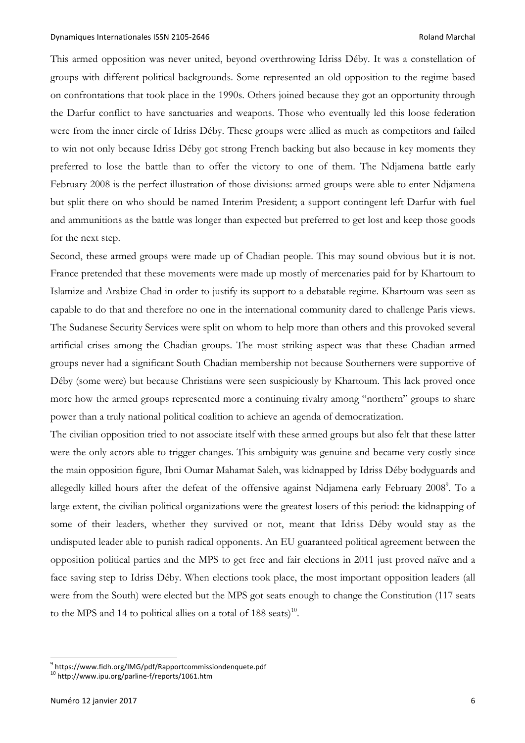This armed opposition was never united, beyond overthrowing Idriss Déby. It was a constellation of groups with different political backgrounds. Some represented an old opposition to the regime based on confrontations that took place in the 1990s. Others joined because they got an opportunity through the Darfur conflict to have sanctuaries and weapons. Those who eventually led this loose federation were from the inner circle of Idriss Déby. These groups were allied as much as competitors and failed to win not only because Idriss Déby got strong French backing but also because in key moments they preferred to lose the battle than to offer the victory to one of them. The Ndjamena battle early February 2008 is the perfect illustration of those divisions: armed groups were able to enter Ndjamena but split there on who should be named Interim President; a support contingent left Darfur with fuel and ammunitions as the battle was longer than expected but preferred to get lost and keep those goods for the next step.

Second, these armed groups were made up of Chadian people. This may sound obvious but it is not. France pretended that these movements were made up mostly of mercenaries paid for by Khartoum to Islamize and Arabize Chad in order to justify its support to a debatable regime. Khartoum was seen as capable to do that and therefore no one in the international community dared to challenge Paris views. The Sudanese Security Services were split on whom to help more than others and this provoked several artificial crises among the Chadian groups. The most striking aspect was that these Chadian armed groups never had a significant South Chadian membership not because Southerners were supportive of Déby (some were) but because Christians were seen suspiciously by Khartoum. This lack proved once more how the armed groups represented more a continuing rivalry among "northern" groups to share power than a truly national political coalition to achieve an agenda of democratization.

The civilian opposition tried to not associate itself with these armed groups but also felt that these latter were the only actors able to trigger changes. This ambiguity was genuine and became very costly since the main opposition figure, Ibni Oumar Mahamat Saleh, was kidnapped by Idriss Déby bodyguards and allegedly killed hours after the defeat of the offensive against Ndjamena early February 2008[9]. To a large extent, the civilian political organizations were the greatest losers of this period: the kidnapping of some of their leaders, whether they survived or not, meant that Idriss Déby would stay as the undisputed leader able to punish radical opponents. An EU guaranteed political agreement between the opposition political parties and the MPS to get free and fair elections in 2011 just proved naïve and a face saving step to Idriss Déby. When elections took place, the most important opposition leaders (all were from the South) were elected but the MPS got seats enough to change the Constitution (117 seats to the MPS and 14 to political allies on a total of 188 seats)[10].

---

[9] https://www.fidh.org/IMG/pdf/Rapportcommissiondenquete.pdf

[10] http://www.ipu.org/parline-f/reports/1061.htm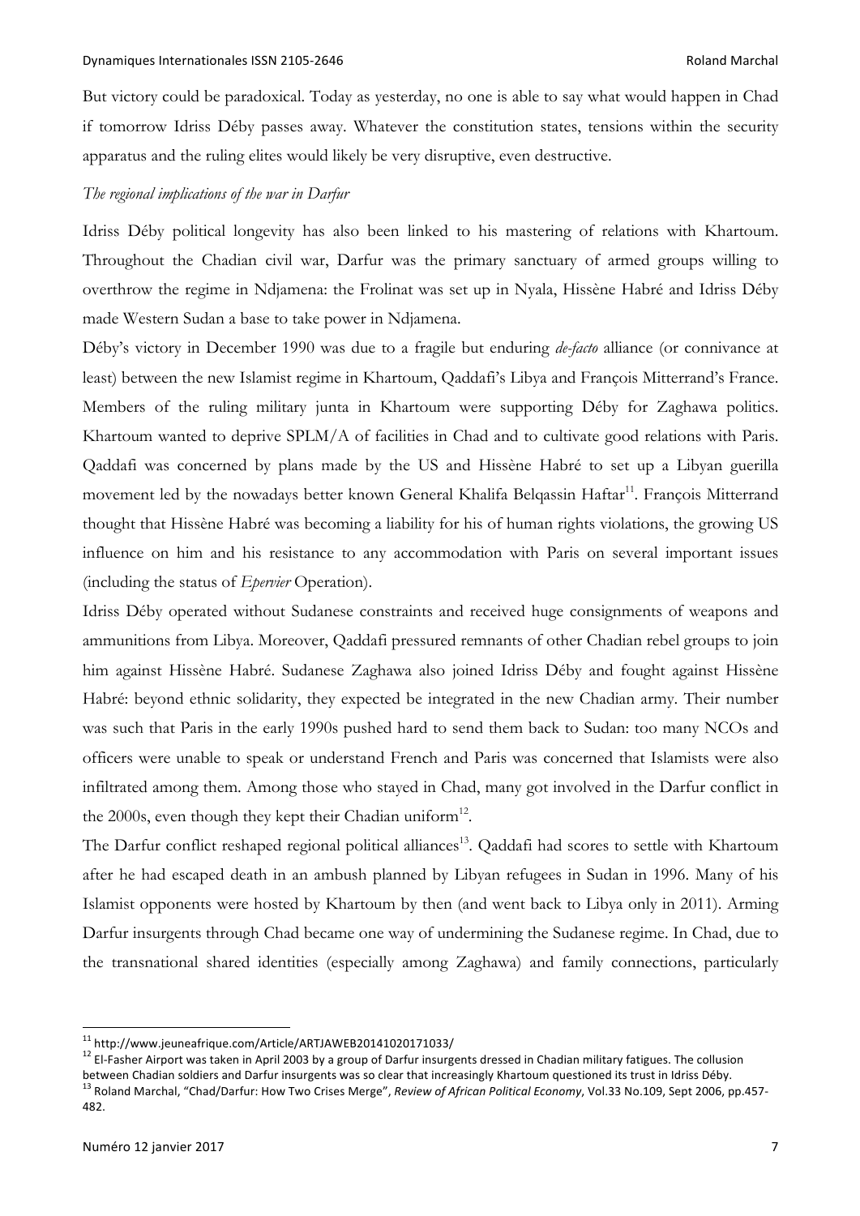But victory could be paradoxical. Today as yesterday, no one is able to say what would happen in Chad if tomorrow Idriss Déby passes away. Whatever the constitution states, tensions within the security apparatus and the ruling elites would likely be very disruptive, even destructive.

*The regional implications of the war in Darfur*

Idriss Déby political longevity has also been linked to his mastering of relations with Khartoum. Throughout the Chadian civil war, Darfur was the primary sanctuary of armed groups willing to overthrow the regime in Ndjamena: the Frolinat was set up in Nyala, Hissène Habré and Idriss Déby made Western Sudan a base to take power in Ndjamena.

Déby's victory in December 1990 was due to a fragile but enduring *de-facto* alliance (or connivance at least) between the new Islamist regime in Khartoum, Qaddafi's Libya and François Mitterrand's France. Members of the ruling military junta in Khartoum were supporting Déby for Zaghawa politics. Khartoum wanted to deprive SPLM/A of facilities in Chad and to cultivate good relations with Paris. Qaddafi was concerned by plans made by the US and Hissène Habré to set up a Libyan guerilla movement led by the nowadays better known General Khalifa Belqassin Haftar[11]. François Mitterrand thought that Hissène Habré was becoming a liability for his of human rights violations, the growing US influence on him and his resistance to any accommodation with Paris on several important issues (including the status of *Epervier* Operation).

Idriss Déby operated without Sudanese constraints and received huge consignments of weapons and ammunitions from Libya. Moreover, Qaddafi pressured remnants of other Chadian rebel groups to join him against Hissène Habré. Sudanese Zaghawa also joined Idriss Déby and fought against Hissène Habré: beyond ethnic solidarity, they expected be integrated in the new Chadian army. Their number was such that Paris in the early 1990s pushed hard to send them back to Sudan: too many NCOs and officers were unable to speak or understand French and Paris was concerned that Islamists were also infiltrated among them. Among those who stayed in Chad, many got involved in the Darfur conflict in the 2000s, even though they kept their Chadian uniform[12].

The Darfur conflict reshaped regional political alliances[13]. Qaddafi had scores to settle with Khartoum after he had escaped death in an ambush planned by Libyan refugees in Sudan in 1996. Many of his Islamist opponents were hosted by Khartoum by then (and went back to Libya only in 2011). Arming Darfur insurgents through Chad became one way of undermining the Sudanese regime. In Chad, due to the transnational shared identities (especially among Zaghawa) and family connections, particularly

---

[11] http://www.jeuneafrique.com/Article/ARTJAWEB20141020171033/

[12] El-Fasher Airport was taken in April 2003 by a group of Darfur insurgents dressed in Chadian military fatigues. The collusion between Chadian soldiers and Darfur insurgents was so clear that increasingly Khartoum questioned its trust in Idriss Déby.

[13] Roland Marchal, "Chad/Darfur: How Two Crises Merge", *Review of African Political Economy*, Vol.33 No.109, Sept 2006, pp.457-482.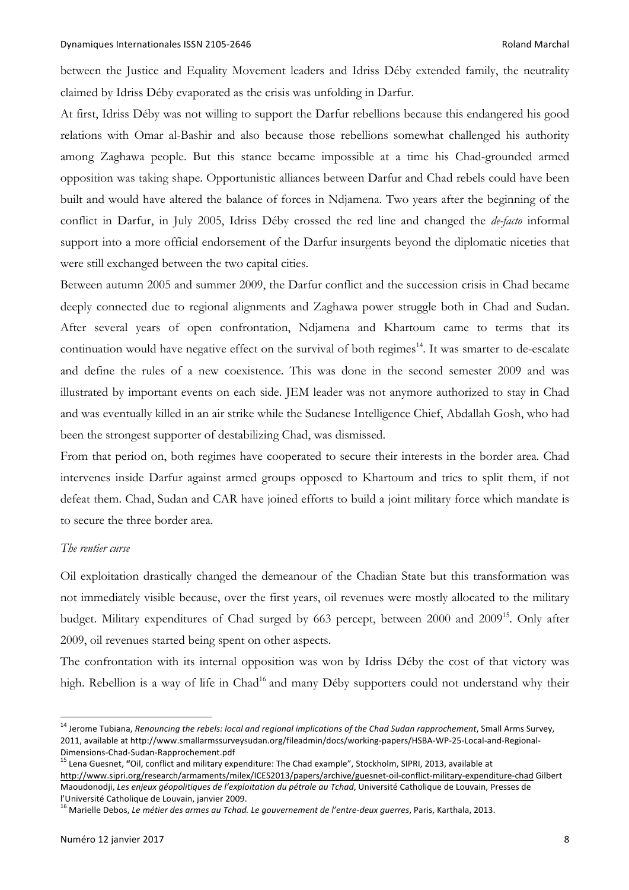between the Justice and Equality Movement leaders and Idriss Déby extended family, the neutrality claimed by Idriss Déby evaporated as the crisis was unfolding in Darfur.

At first, Idriss Déby was not willing to support the Darfur rebellions because this endangered his good relations with Omar al-Bashir and also because those rebellions somewhat challenged his authority among Zaghawa people. But this stance became impossible at a time his Chad-grounded armed opposition was taking shape. Opportunistic alliances between Darfur and Chad rebels could have been built and would have altered the balance of forces in Ndjamena. Two years after the beginning of the conflict in Darfur, in July 2005, Idriss Déby crossed the red line and changed the *de-facto* informal support into a more official endorsement of the Darfur insurgents beyond the diplomatic niceties that were still exchanged between the two capital cities.

Between autumn 2005 and summer 2009, the Darfur conflict and the succession crisis in Chad became deeply connected due to regional alignments and Zaghawa power struggle both in Chad and Sudan. After several years of open confrontation, Ndjamena and Khartoum came to terms that its continuation would have negative effect on the survival of both regimes[14]. It was smarter to de-escalate and define the rules of a new coexistence. This was done in the second semester 2009 and was illustrated by important events on each side. JEM leader was not anymore authorized to stay in Chad and was eventually killed in an air strike while the Sudanese Intelligence Chief, Abdallah Gosh, who had been the strongest supporter of destabilizing Chad, was dismissed.

From that period on, both regimes have cooperated to secure their interests in the border area. Chad intervenes inside Darfur against armed groups opposed to Khartoum and tries to split them, if not defeat them. Chad, Sudan and CAR have joined efforts to build a joint military force which mandate is to secure the three border area.

*The rentier curse*

Oil exploitation drastically changed the demeanour of the Chadian State but this transformation was not immediately visible because, over the first years, oil revenues were mostly allocated to the military budget. Military expenditures of Chad surged by 663 percept, between 2000 and 2009[15]. Only after 2009, oil revenues started being spent on other aspects.

The confrontation with its internal opposition was won by Idriss Déby the cost of that victory was high. Rebellion is a way of life in Chad[16] and many Déby supporters could not understand why their

---

[14] Jerome Tubiana, *Renouncing the rebels: local and regional implications of the Chad Sudan rapprochement*, Small Arms Survey, 2011, available at http://www.smallarmssurveysudan.org/fileadmin/docs/working-papers/HSBA-WP-25-Local-and-Regional-Dimensions-Chad-Sudan-Rapprochement.pdf

[15] Lena Guesnet, "Oil, conflict and military expenditure: The Chad example", Stockholm, SIPRI, 2013, available at http://www.sipri.org/research/armaments/milex/ICES2013/papers/archive/guesnet-oil-conflict-military-expenditure-chad Gilbert Maoudonodji, *Les enjeux géopolitiques de l'exploitation du pétrole au Tchad*, Université Catholique de Louvain, Presses de l'Université Catholique de Louvain, janvier 2009.

[16] Marielle Debos, *Le métier des armes au Tchad. Le gouvernement de l'entre-deux guerres*, Paris, Karthala, 2013.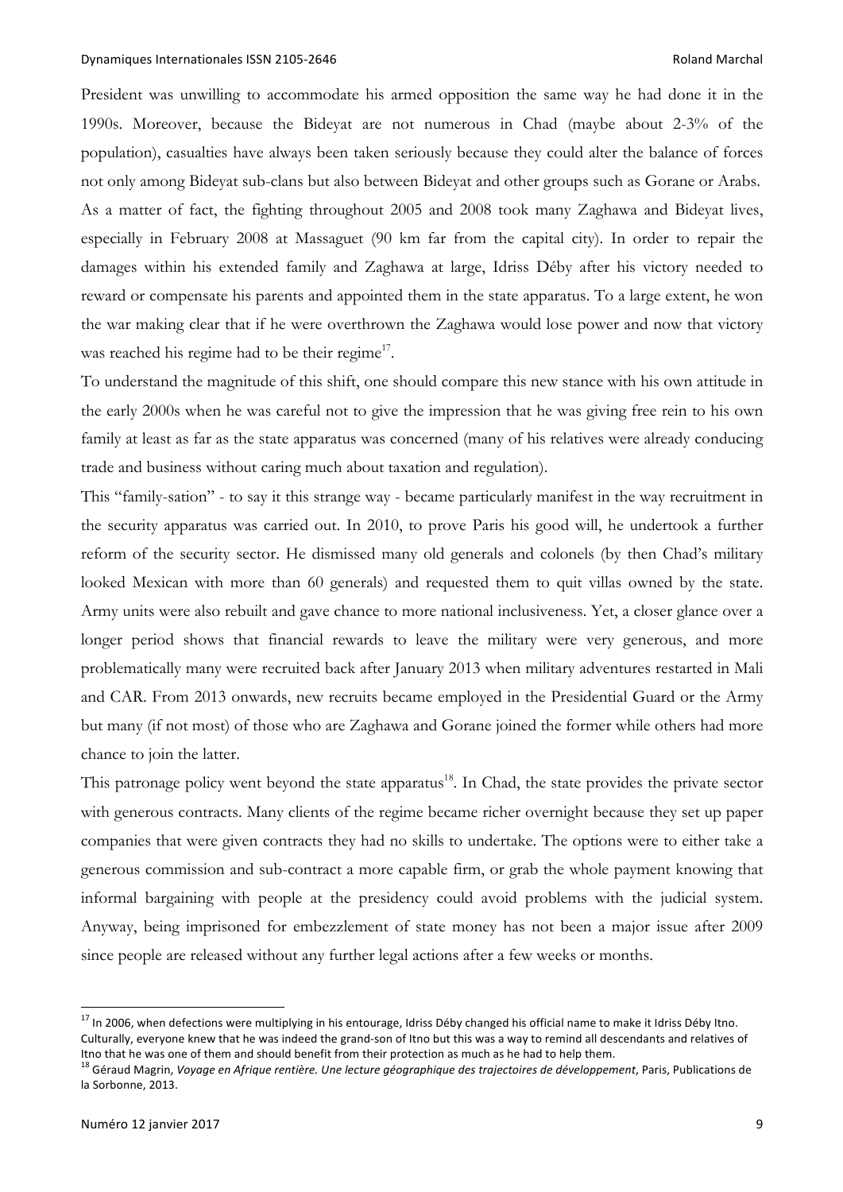President was unwilling to accommodate his armed opposition the same way he had done it in the 1990s. Moreover, because the Bideyat are not numerous in Chad (maybe about 2-3% of the population), casualties have always been taken seriously because they could alter the balance of forces not only among Bideyat sub-clans but also between Bideyat and other groups such as Gorane or Arabs. As a matter of fact, the fighting throughout 2005 and 2008 took many Zaghawa and Bideyat lives, especially in February 2008 at Massaguet (90 km far from the capital city). In order to repair the damages within his extended family and Zaghawa at large, Idriss Déby after his victory needed to reward or compensate his parents and appointed them in the state apparatus. To a large extent, he won the war making clear that if he were overthrown the Zaghawa would lose power and now that victory was reached his regime had to be their regime[17].

To understand the magnitude of this shift, one should compare this new stance with his own attitude in the early 2000s when he was careful not to give the impression that he was giving free rein to his own family at least as far as the state apparatus was concerned (many of his relatives were already conducing trade and business without caring much about taxation and regulation).

This "family-sation" - to say it this strange way - became particularly manifest in the way recruitment in the security apparatus was carried out. In 2010, to prove Paris his good will, he undertook a further reform of the security sector. He dismissed many old generals and colonels (by then Chad's military looked Mexican with more than 60 generals) and requested them to quit villas owned by the state. Army units were also rebuilt and gave chance to more national inclusiveness. Yet, a closer glance over a longer period shows that financial rewards to leave the military were very generous, and more problematically many were recruited back after January 2013 when military adventures restarted in Mali and CAR. From 2013 onwards, new recruits became employed in the Presidential Guard or the Army but many (if not most) of those who are Zaghawa and Gorane joined the former while others had more chance to join the latter.

This patronage policy went beyond the state apparatus[18]. In Chad, the state provides the private sector with generous contracts. Many clients of the regime became richer overnight because they set up paper companies that were given contracts they had no skills to undertake. The options were to either take a generous commission and sub-contract a more capable firm, or grab the whole payment knowing that informal bargaining with people at the presidency could avoid problems with the judicial system. Anyway, being imprisoned for embezzlement of state money has not been a major issue after 2009 since people are released without any further legal actions after a few weeks or months.

---

[17] In 2006, when defections were multiplying in his entourage, Idriss Déby changed his official name to make it Idriss Déby Itno. Culturally, everyone knew that he was indeed the grand-son of Itno but this was a way to remind all descendants and relatives of Itno that he was one of them and should benefit from their protection as much as he had to help them.

[18] Géraud Magrin, *Voyage en Afrique rentière. Une lecture géographique des trajectoires de développement*, Paris, Publications de la Sorbonne, 2013.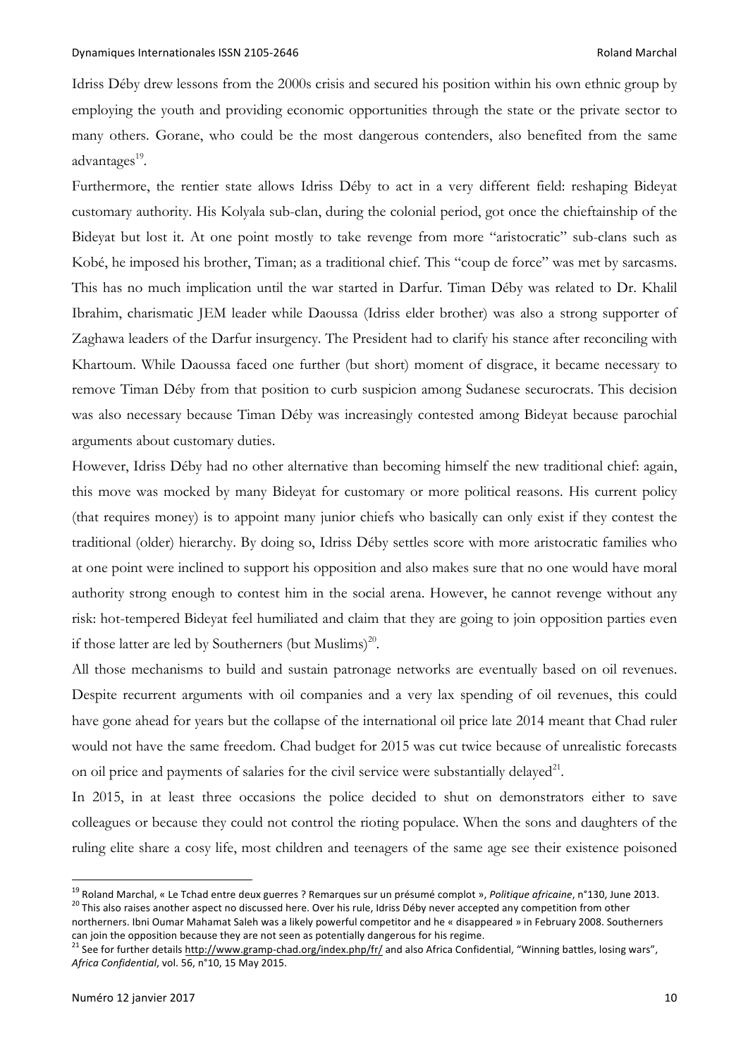Idriss Déby drew lessons from the 2000s crisis and secured his position within his own ethnic group by employing the youth and providing economic opportunities through the state or the private sector to many others. Gorane, who could be the most dangerous contenders, also benefited from the same advantages[19].

Furthermore, the rentier state allows Idriss Déby to act in a very different field: reshaping Bideyat customary authority. His Kolyala sub-clan, during the colonial period, got once the chieftainship of the Bideyat but lost it. At one point mostly to take revenge from more "aristocratic" sub-clans such as Kobé, he imposed his brother, Timan; as a traditional chief. This "coup de force" was met by sarcasms. This has no much implication until the war started in Darfur. Timan Déby was related to Dr. Khalil Ibrahim, charismatic JEM leader while Daoussa (Idriss elder brother) was also a strong supporter of Zaghawa leaders of the Darfur insurgency. The President had to clarify his stance after reconciling with Khartoum. While Daoussa faced one further (but short) moment of disgrace, it became necessary to remove Timan Déby from that position to curb suspicion among Sudanese securocrats. This decision was also necessary because Timan Déby was increasingly contested among Bideyat because parochial arguments about customary duties.

However, Idriss Déby had no other alternative than becoming himself the new traditional chief: again, this move was mocked by many Bideyat for customary or more political reasons. His current policy (that requires money) is to appoint many junior chiefs who basically can only exist if they contest the traditional (older) hierarchy. By doing so, Idriss Déby settles score with more aristocratic families who at one point were inclined to support his opposition and also makes sure that no one would have moral authority strong enough to contest him in the social arena. However, he cannot revenge without any risk: hot-tempered Bideyat feel humiliated and claim that they are going to join opposition parties even if those latter are led by Southerners (but Muslims)[20].

All those mechanisms to build and sustain patronage networks are eventually based on oil revenues. Despite recurrent arguments with oil companies and a very lax spending of oil revenues, this could have gone ahead for years but the collapse of the international oil price late 2014 meant that Chad ruler would not have the same freedom. Chad budget for 2015 was cut twice because of unrealistic forecasts on oil price and payments of salaries for the civil service were substantially delayed[21].

In 2015, in at least three occasions the police decided to shut on demonstrators either to save colleagues or because they could not control the rioting populace. When the sons and daughters of the ruling elite share a cosy life, most children and teenagers of the same age see their existence poisoned

---

[19] Roland Marchal, « Le Tchad entre deux guerres ? Remarques sur un présumé complot », *Politique africaine*, n°130, June 2013.

[20] This also raises another aspect no discussed here. Over his rule, Idriss Déby never accepted any competition from other northerners. Ibni Oumar Mahamat Saleh was a likely powerful competitor and he « disappeared » in February 2008. Southerners can join the opposition because they are not seen as potentially dangerous for his regime.

[21] See for further details http://www.gramp-chad.org/index.php/fr/ and also Africa Confidential, "Winning battles, losing wars", *Africa Confidential*, vol. 56, n°10, 15 May 2015.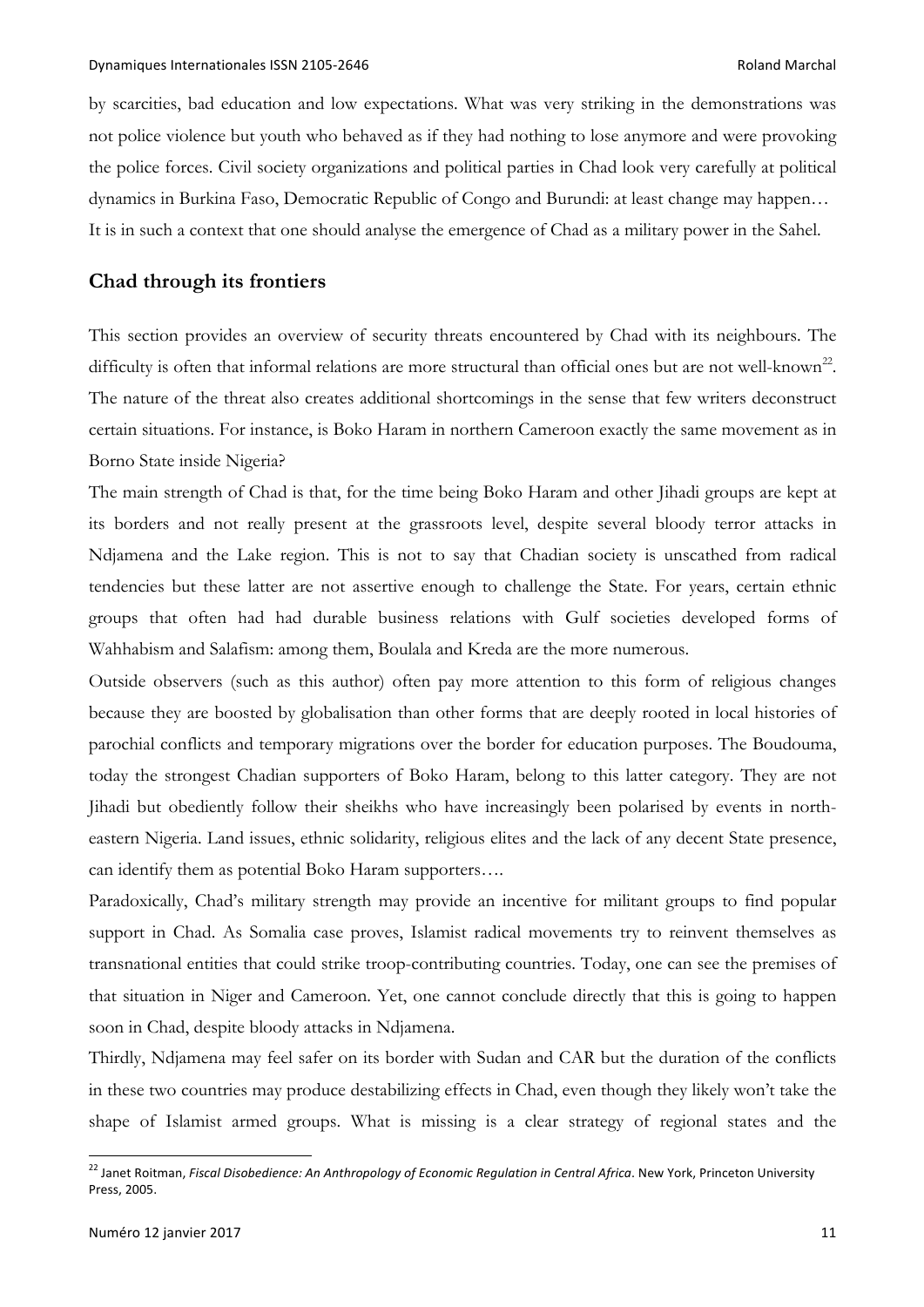by scarcities, bad education and low expectations. What was very striking in the demonstrations was not police violence but youth who behaved as if they had nothing to lose anymore and were provoking the police forces. Civil society organizations and political parties in Chad look very carefully at political dynamics in Burkina Faso, Democratic Republic of Congo and Burundi: at least change may happen… It is in such a context that one should analyse the emergence of Chad as a military power in the Sahel.

## Chad through its frontiers

This section provides an overview of security threats encountered by Chad with its neighbours. The difficulty is often that informal relations are more structural than official ones but are not well-known[22]. The nature of the threat also creates additional shortcomings in the sense that few writers deconstruct certain situations. For instance, is Boko Haram in northern Cameroon exactly the same movement as in Borno State inside Nigeria?

The main strength of Chad is that, for the time being Boko Haram and other Jihadi groups are kept at its borders and not really present at the grassroots level, despite several bloody terror attacks in Ndjamena and the Lake region. This is not to say that Chadian society is unscathed from radical tendencies but these latter are not assertive enough to challenge the State. For years, certain ethnic groups that often had had durable business relations with Gulf societies developed forms of Wahhabism and Salafism: among them, Boulala and Kreda are the more numerous.

Outside observers (such as this author) often pay more attention to this form of religious changes because they are boosted by globalisation than other forms that are deeply rooted in local histories of parochial conflicts and temporary migrations over the border for education purposes. The Boudouma, today the strongest Chadian supporters of Boko Haram, belong to this latter category. They are not Jihadi but obediently follow their sheikhs who have increasingly been polarised by events in north-eastern Nigeria. Land issues, ethnic solidarity, religious elites and the lack of any decent State presence, can identify them as potential Boko Haram supporters….

Paradoxically, Chad's military strength may provide an incentive for militant groups to find popular support in Chad. As Somalia case proves, Islamist radical movements try to reinvent themselves as transnational entities that could strike troop-contributing countries. Today, one can see the premises of that situation in Niger and Cameroon. Yet, one cannot conclude directly that this is going to happen soon in Chad, despite bloody attacks in Ndjamena.

Thirdly, Ndjamena may feel safer on its border with Sudan and CAR but the duration of the conflicts in these two countries may produce destabilizing effects in Chad, even though they likely won't take the shape of Islamist armed groups. What is missing is a clear strategy of regional states and the

[22] Janet Roitman, *Fiscal Disobedience: An Anthropology of Economic Regulation in Central Africa*. New York, Princeton University Press, 2005.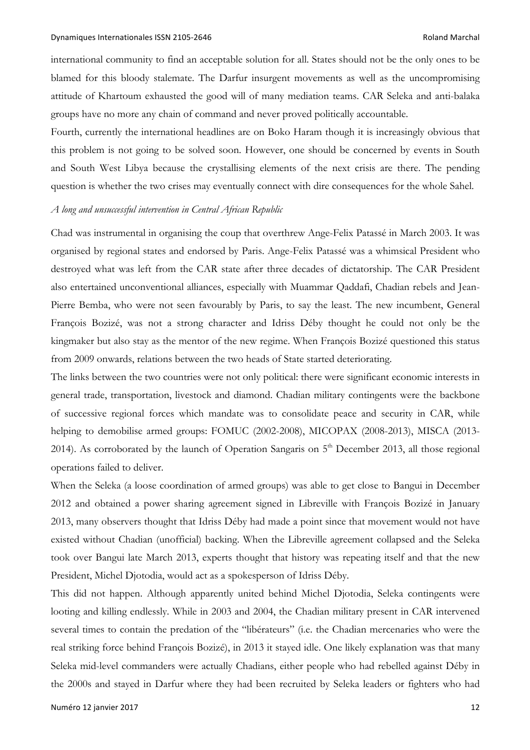international community to find an acceptable solution for all. States should not be the only ones to be blamed for this bloody stalemate. The Darfur insurgent movements as well as the uncompromising attitude of Khartoum exhausted the good will of many mediation teams. CAR Seleka and anti-balaka groups have no more any chain of command and never proved politically accountable.

Fourth, currently the international headlines are on Boko Haram though it is increasingly obvious that this problem is not going to be solved soon. However, one should be concerned by events in South and South West Libya because the crystallising elements of the next crisis are there. The pending question is whether the two crises may eventually connect with dire consequences for the whole Sahel.

*A long and unsuccessful intervention in Central African Republic*

Chad was instrumental in organising the coup that overthrew Ange-Felix Patassé in March 2003. It was organised by regional states and endorsed by Paris. Ange-Felix Patassé was a whimsical President who destroyed what was left from the CAR state after three decades of dictatorship. The CAR President also entertained unconventional alliances, especially with Muammar Qaddafi, Chadian rebels and Jean-Pierre Bemba, who were not seen favourably by Paris, to say the least. The new incumbent, General François Bozizé, was not a strong character and Idriss Déby thought he could not only be the kingmaker but also stay as the mentor of the new regime. When François Bozizé questioned this status from 2009 onwards, relations between the two heads of State started deteriorating.

The links between the two countries were not only political: there were significant economic interests in general trade, transportation, livestock and diamond. Chadian military contingents were the backbone of successive regional forces which mandate was to consolidate peace and security in CAR, while helping to demobilise armed groups: FOMUC (2002-2008), MICOPAX (2008-2013), MISCA (2013-2014). As corroborated by the launch of Operation Sangaris on 5th December 2013, all those regional operations failed to deliver.

When the Seleka (a loose coordination of armed groups) was able to get close to Bangui in December 2012 and obtained a power sharing agreement signed in Libreville with François Bozizé in January 2013, many observers thought that Idriss Déby had made a point since that movement would not have existed without Chadian (unofficial) backing. When the Libreville agreement collapsed and the Seleka took over Bangui late March 2013, experts thought that history was repeating itself and that the new President, Michel Djotodia, would act as a spokesperson of Idriss Déby.

This did not happen. Although apparently united behind Michel Djotodia, Seleka contingents were looting and killing endlessly. While in 2003 and 2004, the Chadian military present in CAR intervened several times to contain the predation of the "libérateurs" (i.e. the Chadian mercenaries who were the real striking force behind François Bozizé), in 2013 it stayed idle. One likely explanation was that many Seleka mid-level commanders were actually Chadians, either people who had rebelled against Déby in the 2000s and stayed in Darfur where they had been recruited by Seleka leaders or fighters who had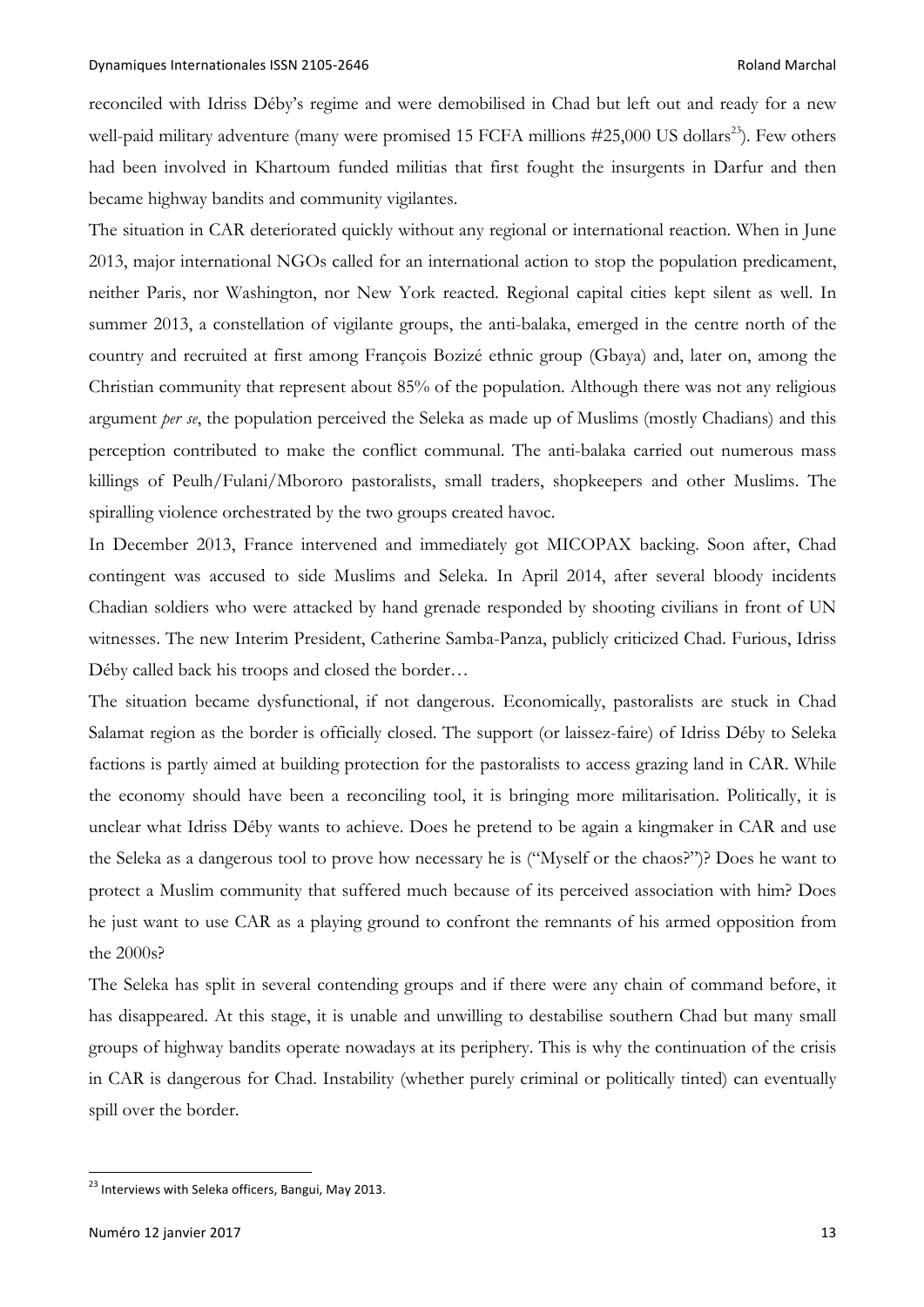reconciled with Idriss Déby's regime and were demobilised in Chad but left out and ready for a new well-paid military adventure (many were promised 15 FCFA millions #25,000 US dollars[23]). Few others had been involved in Khartoum funded militias that first fought the insurgents in Darfur and then became highway bandits and community vigilantes.

The situation in CAR deteriorated quickly without any regional or international reaction. When in June 2013, major international NGOs called for an international action to stop the population predicament, neither Paris, nor Washington, nor New York reacted. Regional capital cities kept silent as well. In summer 2013, a constellation of vigilante groups, the anti-balaka, emerged in the centre north of the country and recruited at first among François Bozizé ethnic group (Gbaya) and, later on, among the Christian community that represent about 85% of the population. Although there was not any religious argument *per se*, the population perceived the Seleka as made up of Muslims (mostly Chadians) and this perception contributed to make the conflict communal. The anti-balaka carried out numerous mass killings of Peulh/Fulani/Mbororo pastoralists, small traders, shopkeepers and other Muslims. The spiralling violence orchestrated by the two groups created havoc.

In December 2013, France intervened and immediately got MICOPAX backing. Soon after, Chad contingent was accused to side Muslims and Seleka. In April 2014, after several bloody incidents Chadian soldiers who were attacked by hand grenade responded by shooting civilians in front of UN witnesses. The new Interim President, Catherine Samba-Panza, publicly criticized Chad. Furious, Idriss Déby called back his troops and closed the border…

The situation became dysfunctional, if not dangerous. Economically, pastoralists are stuck in Chad Salamat region as the border is officially closed. The support (or laissez-faire) of Idriss Déby to Seleka factions is partly aimed at building protection for the pastoralists to access grazing land in CAR. While the economy should have been a reconciling tool, it is bringing more militarisation. Politically, it is unclear what Idriss Déby wants to achieve. Does he pretend to be again a kingmaker in CAR and use the Seleka as a dangerous tool to prove how necessary he is ("Myself or the chaos?")? Does he want to protect a Muslim community that suffered much because of its perceived association with him? Does he just want to use CAR as a playing ground to confront the remnants of his armed opposition from the 2000s?

The Seleka has split in several contending groups and if there were any chain of command before, it has disappeared. At this stage, it is unable and unwilling to destabilise southern Chad but many small groups of highway bandits operate nowadays at its periphery. This is why the continuation of the crisis in CAR is dangerous for Chad. Instability (whether purely criminal or politically tinted) can eventually spill over the border.

---

[23] Interviews with Seleka officers, Bangui, May 2013.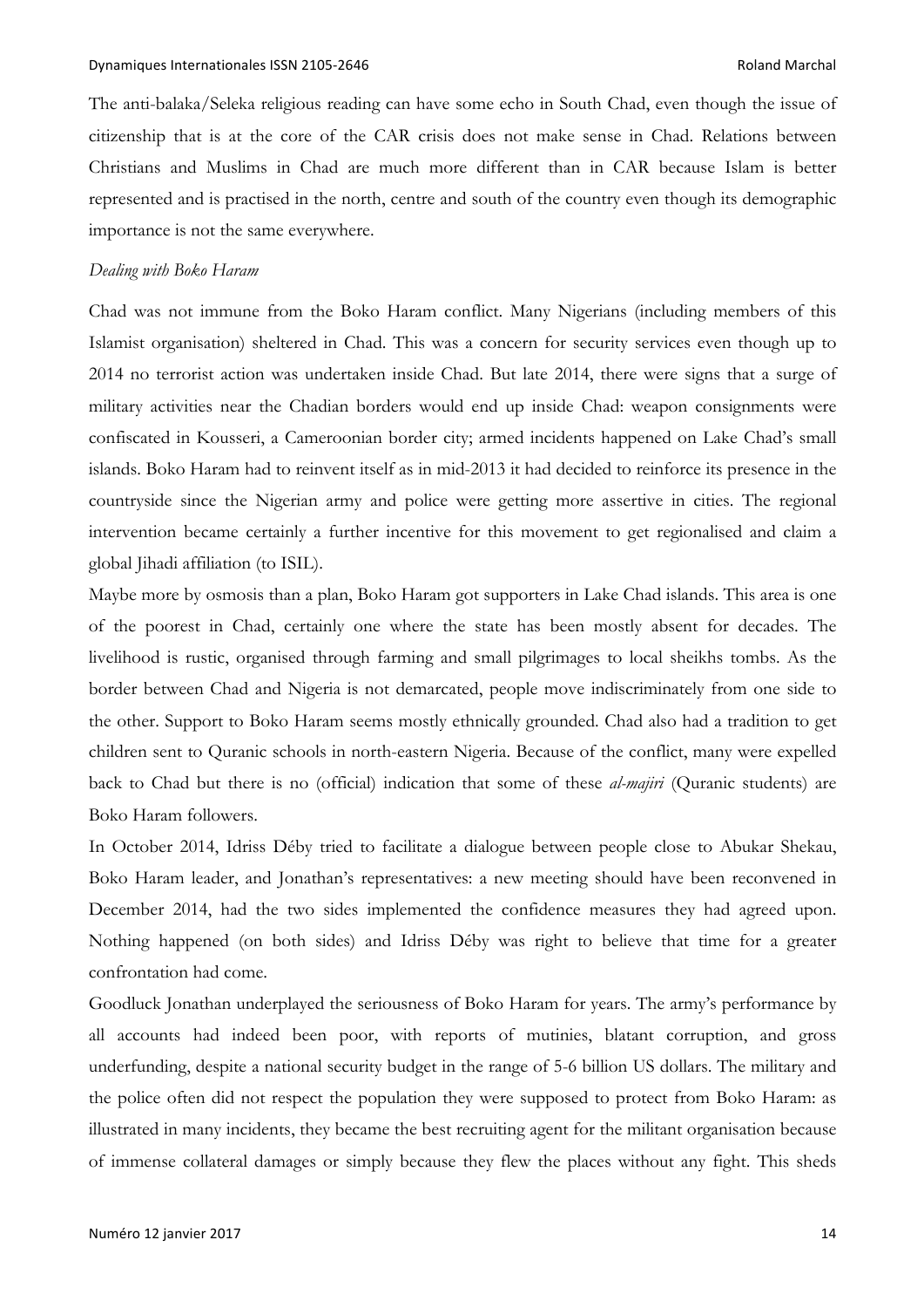The anti-balaka/Seleka religious reading can have some echo in South Chad, even though the issue of citizenship that is at the core of the CAR crisis does not make sense in Chad. Relations between Christians and Muslims in Chad are much more different than in CAR because Islam is better represented and is practised in the north, centre and south of the country even though its demographic importance is not the same everywhere.

*Dealing with Boko Haram*

Chad was not immune from the Boko Haram conflict. Many Nigerians (including members of this Islamist organisation) sheltered in Chad. This was a concern for security services even though up to 2014 no terrorist action was undertaken inside Chad. But late 2014, there were signs that a surge of military activities near the Chadian borders would end up inside Chad: weapon consignments were confiscated in Kousseri, a Cameroonian border city; armed incidents happened on Lake Chad's small islands. Boko Haram had to reinvent itself as in mid-2013 it had decided to reinforce its presence in the countryside since the Nigerian army and police were getting more assertive in cities. The regional intervention became certainly a further incentive for this movement to get regionalised and claim a global Jihadi affiliation (to ISIL).

Maybe more by osmosis than a plan, Boko Haram got supporters in Lake Chad islands. This area is one of the poorest in Chad, certainly one where the state has been mostly absent for decades. The livelihood is rustic, organised through farming and small pilgrimages to local sheikhs tombs. As the border between Chad and Nigeria is not demarcated, people move indiscriminately from one side to the other. Support to Boko Haram seems mostly ethnically grounded. Chad also had a tradition to get children sent to Quranic schools in north-eastern Nigeria. Because of the conflict, many were expelled back to Chad but there is no (official) indication that some of these *al-majiri* (Quranic students) are Boko Haram followers.

In October 2014, Idriss Déby tried to facilitate a dialogue between people close to Abukar Shekau, Boko Haram leader, and Jonathan's representatives: a new meeting should have been reconvened in December 2014, had the two sides implemented the confidence measures they had agreed upon. Nothing happened (on both sides) and Idriss Déby was right to believe that time for a greater confrontation had come.

Goodluck Jonathan underplayed the seriousness of Boko Haram for years. The army's performance by all accounts had indeed been poor, with reports of mutinies, blatant corruption, and gross underfunding, despite a national security budget in the range of 5-6 billion US dollars. The military and the police often did not respect the population they were supposed to protect from Boko Haram: as illustrated in many incidents, they became the best recruiting agent for the militant organisation because of immense collateral damages or simply because they flew the places without any fight. This sheds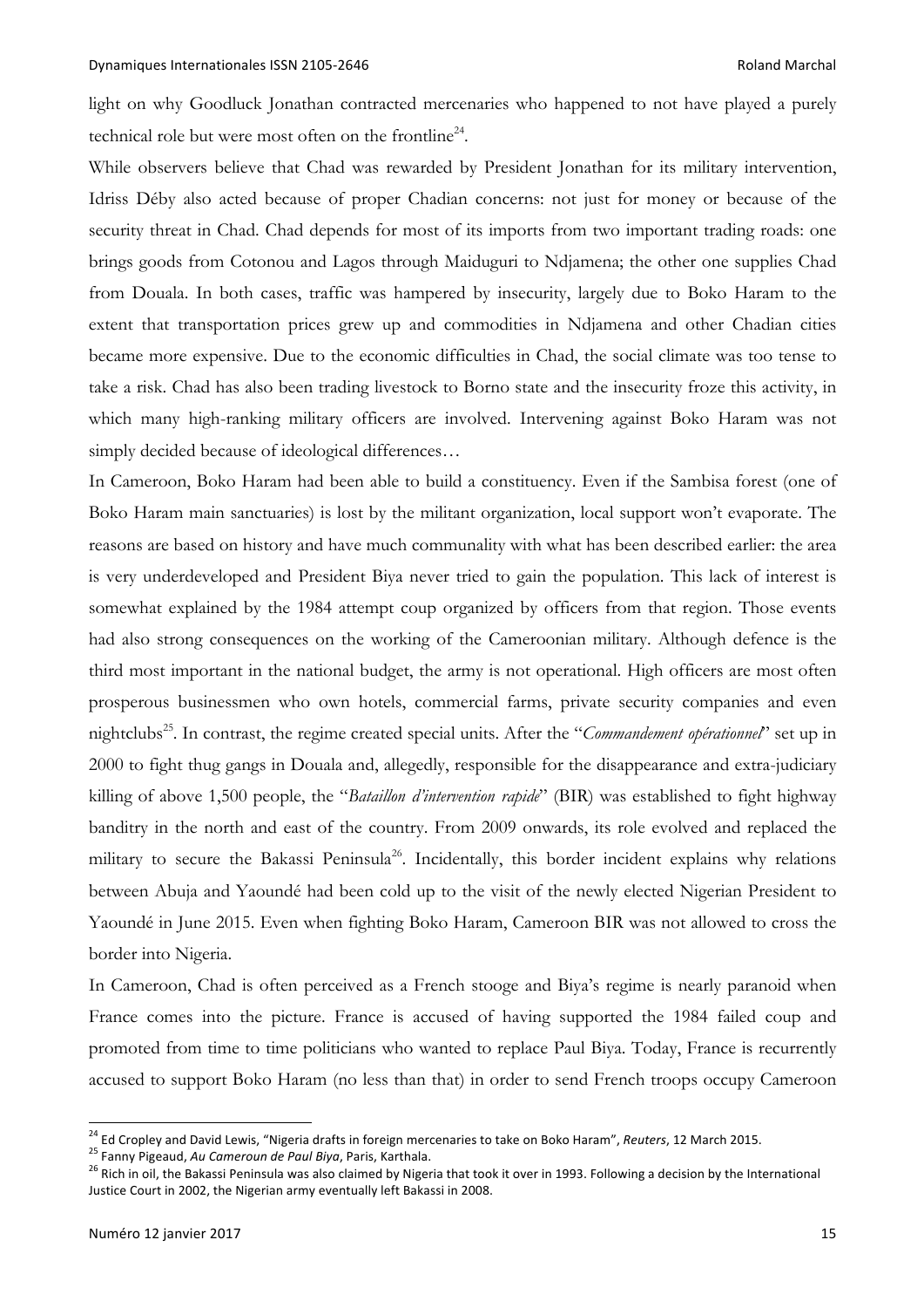light on why Goodluck Jonathan contracted mercenaries who happened to not have played a purely technical role but were most often on the frontline[24].

While observers believe that Chad was rewarded by President Jonathan for its military intervention, Idriss Déby also acted because of proper Chadian concerns: not just for money or because of the security threat in Chad. Chad depends for most of its imports from two important trading roads: one brings goods from Cotonou and Lagos through Maiduguri to Ndjamena; the other one supplies Chad from Douala. In both cases, traffic was hampered by insecurity, largely due to Boko Haram to the extent that transportation prices grew up and commodities in Ndjamena and other Chadian cities became more expensive. Due to the economic difficulties in Chad, the social climate was too tense to take a risk. Chad has also been trading livestock to Borno state and the insecurity froze this activity, in which many high-ranking military officers are involved. Intervening against Boko Haram was not simply decided because of ideological differences…

In Cameroon, Boko Haram had been able to build a constituency. Even if the Sambisa forest (one of Boko Haram main sanctuaries) is lost by the militant organization, local support won't evaporate. The reasons are based on history and have much communality with what has been described earlier: the area is very underdeveloped and President Biya never tried to gain the population. This lack of interest is somewhat explained by the 1984 attempt coup organized by officers from that region. Those events had also strong consequences on the working of the Cameroonian military. Although defence is the third most important in the national budget, the army is not operational. High officers are most often prosperous businessmen who own hotels, commercial farms, private security companies and even nightclubs[25]. In contrast, the regime created special units. After the "*Commandement opérationnel*" set up in 2000 to fight thug gangs in Douala and, allegedly, responsible for the disappearance and extra-judiciary killing of above 1,500 people, the "*Bataillon d'intervention rapide*" (BIR) was established to fight highway banditry in the north and east of the country. From 2009 onwards, its role evolved and replaced the military to secure the Bakassi Peninsula[26]. Incidentally, this border incident explains why relations between Abuja and Yaoundé had been cold up to the visit of the newly elected Nigerian President to Yaoundé in June 2015. Even when fighting Boko Haram, Cameroon BIR was not allowed to cross the border into Nigeria.

In Cameroon, Chad is often perceived as a French stooge and Biya's regime is nearly paranoid when France comes into the picture. France is accused of having supported the 1984 failed coup and promoted from time to time politicians who wanted to replace Paul Biya. Today, France is recurrently accused to support Boko Haram (no less than that) in order to send French troops occupy Cameroon

---

[24] Ed Cropley and David Lewis, "Nigeria drafts in foreign mercenaries to take on Boko Haram", *Reuters*, 12 March 2015.

[25] Fanny Pigeaud, *Au Cameroun de Paul Biya*, Paris, Karthala.

[26] Rich in oil, the Bakassi Peninsula was also claimed by Nigeria that took it over in 1993. Following a decision by the International Justice Court in 2002, the Nigerian army eventually left Bakassi in 2008.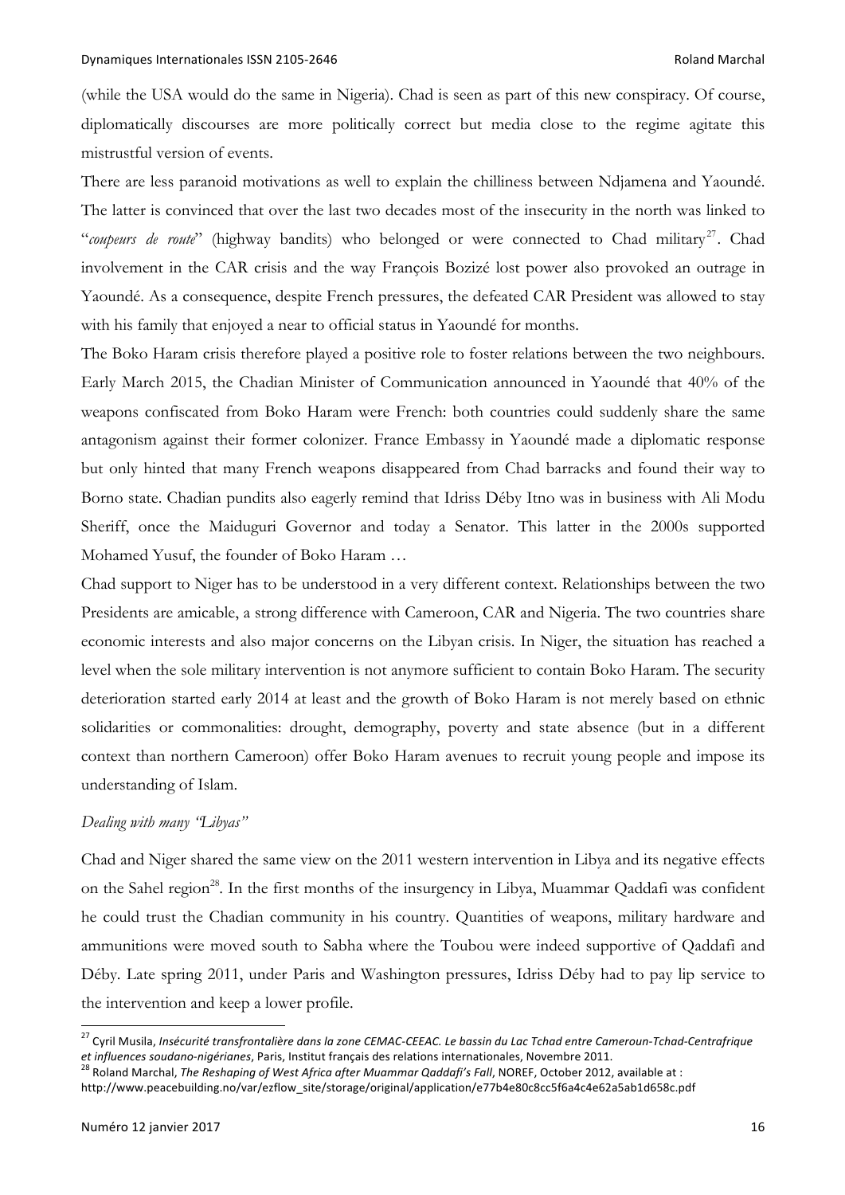(while the USA would do the same in Nigeria). Chad is seen as part of this new conspiracy. Of course, diplomatically discourses are more politically correct but media close to the regime agitate this mistrustful version of events.

There are less paranoid motivations as well to explain the chilliness between Ndjamena and Yaoundé. The latter is convinced that over the last two decades most of the insecurity in the north was linked to "*coupeurs de route*" (highway bandits) who belonged or were connected to Chad military[27]. Chad involvement in the CAR crisis and the way François Bozizé lost power also provoked an outrage in Yaoundé. As a consequence, despite French pressures, the defeated CAR President was allowed to stay with his family that enjoyed a near to official status in Yaoundé for months.

The Boko Haram crisis therefore played a positive role to foster relations between the two neighbours. Early March 2015, the Chadian Minister of Communication announced in Yaoundé that 40% of the weapons confiscated from Boko Haram were French: both countries could suddenly share the same antagonism against their former colonizer. France Embassy in Yaoundé made a diplomatic response but only hinted that many French weapons disappeared from Chad barracks and found their way to Borno state. Chadian pundits also eagerly remind that Idriss Déby Itno was in business with Ali Modu Sheriff, once the Maiduguri Governor and today a Senator. This latter in the 2000s supported Mohamed Yusuf, the founder of Boko Haram …

Chad support to Niger has to be understood in a very different context. Relationships between the two Presidents are amicable, a strong difference with Cameroon, CAR and Nigeria. The two countries share economic interests and also major concerns on the Libyan crisis. In Niger, the situation has reached a level when the sole military intervention is not anymore sufficient to contain Boko Haram. The security deterioration started early 2014 at least and the growth of Boko Haram is not merely based on ethnic solidarities or commonalities: drought, demography, poverty and state absence (but in a different context than northern Cameroon) offer Boko Haram avenues to recruit young people and impose its understanding of Islam.

*Dealing with many "Libyas"*

Chad and Niger shared the same view on the 2011 western intervention in Libya and its negative effects on the Sahel region[28]. In the first months of the insurgency in Libya, Muammar Qaddafi was confident he could trust the Chadian community in his country. Quantities of weapons, military hardware and ammunitions were moved south to Sabha where the Toubou were indeed supportive of Qaddafi and Déby. Late spring 2011, under Paris and Washington pressures, Idriss Déby had to pay lip service to the intervention and keep a lower profile.

---

[27] Cyril Musila, *Insécurité transfrontalière dans la zone CEMAC-CEEAC. Le bassin du Lac Tchad entre Cameroun-Tchad-Centrafrique et influences soudano-nigérianes*, Paris, Institut français des relations internationales, Novembre 2011.

[28] Roland Marchal, *The Reshaping of West Africa after Muammar Qaddafi's Fall*, NOREF, October 2012, available at : http://www.peacebuilding.no/var/ezflow_site/storage/original/application/e77b4e80c8cc5f6a4c4e62a5ab1d658c.pdf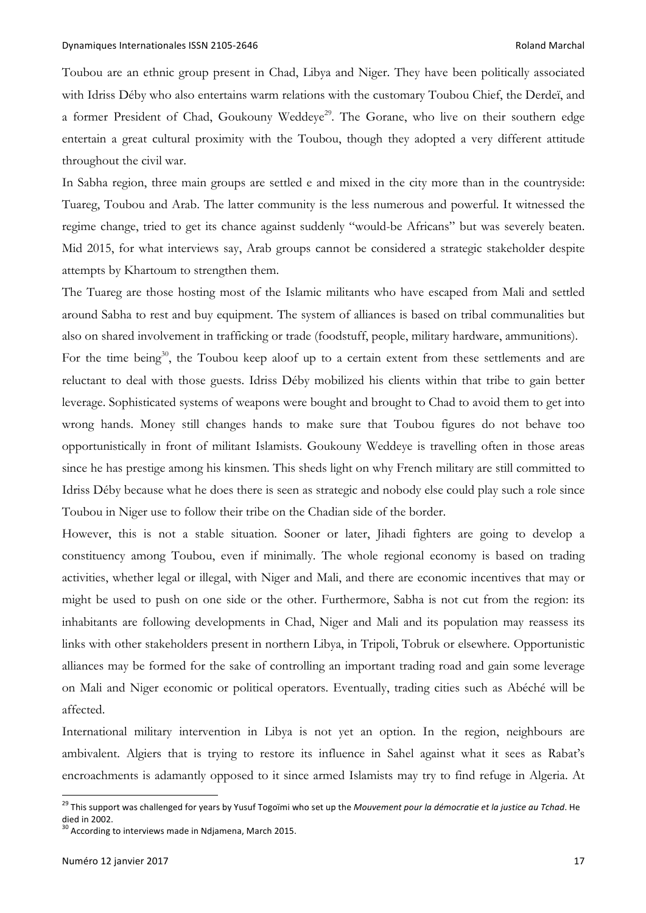Toubou are an ethnic group present in Chad, Libya and Niger. They have been politically associated with Idriss Déby who also entertains warm relations with the customary Toubou Chief, the Derdeï, and a former President of Chad, Goukouny Weddeye[29]. The Gorane, who live on their southern edge entertain a great cultural proximity with the Toubou, though they adopted a very different attitude throughout the civil war.

In Sabha region, three main groups are settled e and mixed in the city more than in the countryside: Tuareg, Toubou and Arab. The latter community is the less numerous and powerful. It witnessed the regime change, tried to get its chance against suddenly "would-be Africans" but was severely beaten. Mid 2015, for what interviews say, Arab groups cannot be considered a strategic stakeholder despite attempts by Khartoum to strengthen them.

The Tuareg are those hosting most of the Islamic militants who have escaped from Mali and settled around Sabha to rest and buy equipment. The system of alliances is based on tribal communalities but also on shared involvement in trafficking or trade (foodstuff, people, military hardware, ammunitions).

For the time being[30], the Toubou keep aloof up to a certain extent from these settlements and are reluctant to deal with those guests. Idriss Déby mobilized his clients within that tribe to gain better leverage. Sophisticated systems of weapons were bought and brought to Chad to avoid them to get into wrong hands. Money still changes hands to make sure that Toubou figures do not behave too opportunistically in front of militant Islamists. Goukouny Weddeye is travelling often in those areas since he has prestige among his kinsmen. This sheds light on why French military are still committed to Idriss Déby because what he does there is seen as strategic and nobody else could play such a role since Toubou in Niger use to follow their tribe on the Chadian side of the border.

However, this is not a stable situation. Sooner or later, Jihadi fighters are going to develop a constituency among Toubou, even if minimally. The whole regional economy is based on trading activities, whether legal or illegal, with Niger and Mali, and there are economic incentives that may or might be used to push on one side or the other. Furthermore, Sabha is not cut from the region: its inhabitants are following developments in Chad, Niger and Mali and its population may reassess its links with other stakeholders present in northern Libya, in Tripoli, Tobruk or elsewhere. Opportunistic alliances may be formed for the sake of controlling an important trading road and gain some leverage on Mali and Niger economic or political operators. Eventually, trading cities such as Abéché will be affected.

International military intervention in Libya is not yet an option. In the region, neighbours are ambivalent. Algiers that is trying to restore its influence in Sahel against what it sees as Rabat's encroachments is adamantly opposed to it since armed Islamists may try to find refuge in Algeria. At

---

[29] This support was challenged for years by Yusuf Togoïmi who set up the *Mouvement pour la démocratie et la justice au Tchad*. He died in 2002.

[30] According to interviews made in Ndjamena, March 2015.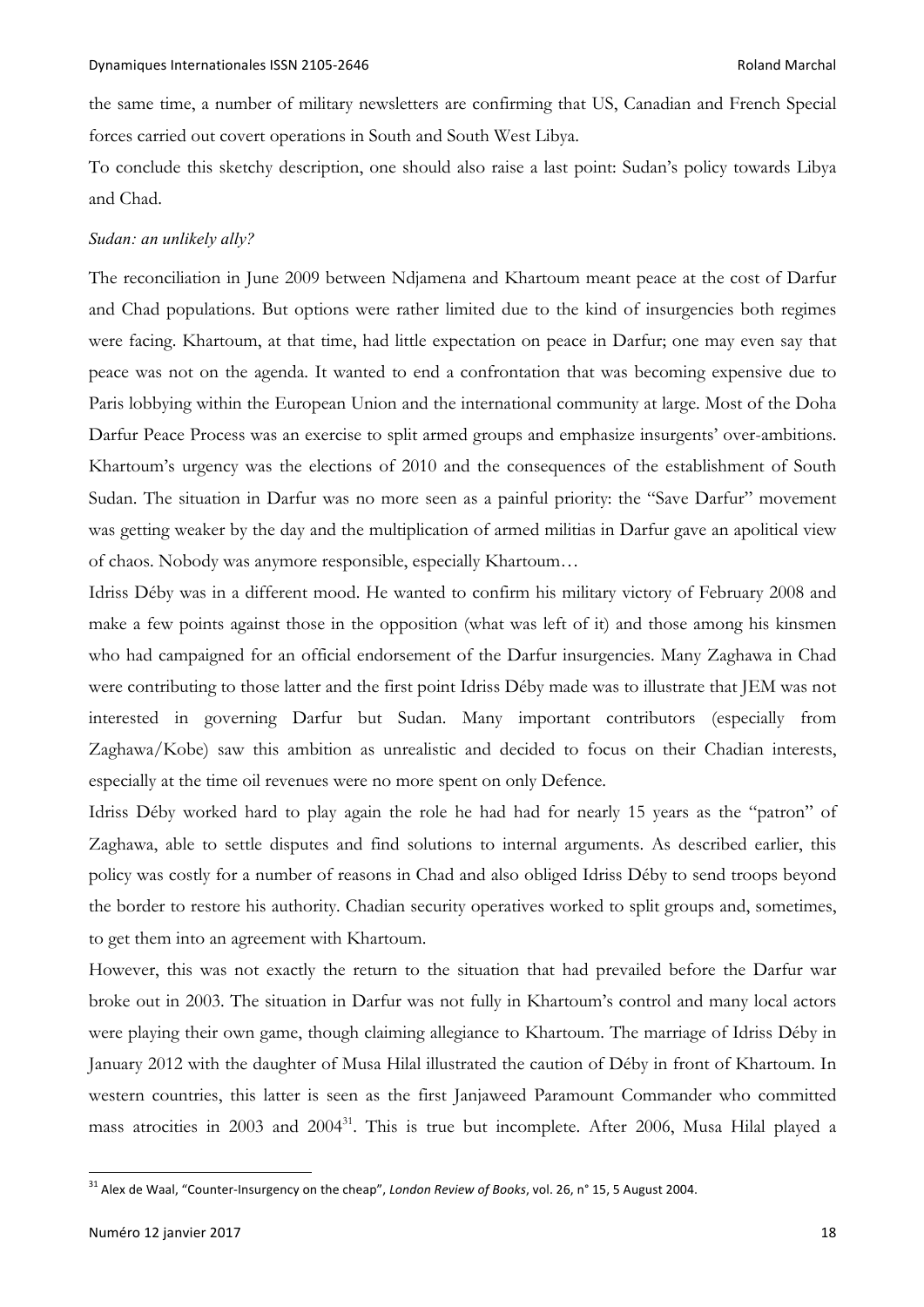the same time, a number of military newsletters are confirming that US, Canadian and French Special forces carried out covert operations in South and South West Libya.

To conclude this sketchy description, one should also raise a last point: Sudan's policy towards Libya and Chad.

### *Sudan: an unlikely ally?*

The reconciliation in June 2009 between Ndjamena and Khartoum meant peace at the cost of Darfur and Chad populations. But options were rather limited due to the kind of insurgencies both regimes were facing. Khartoum, at that time, had little expectation on peace in Darfur; one may even say that peace was not on the agenda. It wanted to end a confrontation that was becoming expensive due to Paris lobbying within the European Union and the international community at large. Most of the Doha Darfur Peace Process was an exercise to split armed groups and emphasize insurgents' over-ambitions. Khartoum's urgency was the elections of 2010 and the consequences of the establishment of South Sudan. The situation in Darfur was no more seen as a painful priority: the "Save Darfur" movement was getting weaker by the day and the multiplication of armed militias in Darfur gave an apolitical view of chaos. Nobody was anymore responsible, especially Khartoum…

Idriss Déby was in a different mood. He wanted to confirm his military victory of February 2008 and make a few points against those in the opposition (what was left of it) and those among his kinsmen who had campaigned for an official endorsement of the Darfur insurgencies. Many Zaghawa in Chad were contributing to those latter and the first point Idriss Déby made was to illustrate that JEM was not interested in governing Darfur but Sudan. Many important contributors (especially from Zaghawa/Kobe) saw this ambition as unrealistic and decided to focus on their Chadian interests, especially at the time oil revenues were no more spent on only Defence.

Idriss Déby worked hard to play again the role he had had for nearly 15 years as the "patron" of Zaghawa, able to settle disputes and find solutions to internal arguments. As described earlier, this policy was costly for a number of reasons in Chad and also obliged Idriss Déby to send troops beyond the border to restore his authority. Chadian security operatives worked to split groups and, sometimes, to get them into an agreement with Khartoum.

However, this was not exactly the return to the situation that had prevailed before the Darfur war broke out in 2003. The situation in Darfur was not fully in Khartoum's control and many local actors were playing their own game, though claiming allegiance to Khartoum. The marriage of Idriss Déby in January 2012 with the daughter of Musa Hilal illustrated the caution of Déby in front of Khartoum. In western countries, this latter is seen as the first Janjaweed Paramount Commander who committed mass atrocities in 2003 and 2004[31]. This is true but incomplete. After 2006, Musa Hilal played a

[31] Alex de Waal, "Counter-Insurgency on the cheap", *London Review of Books*, vol. 26, n° 15, 5 August 2004.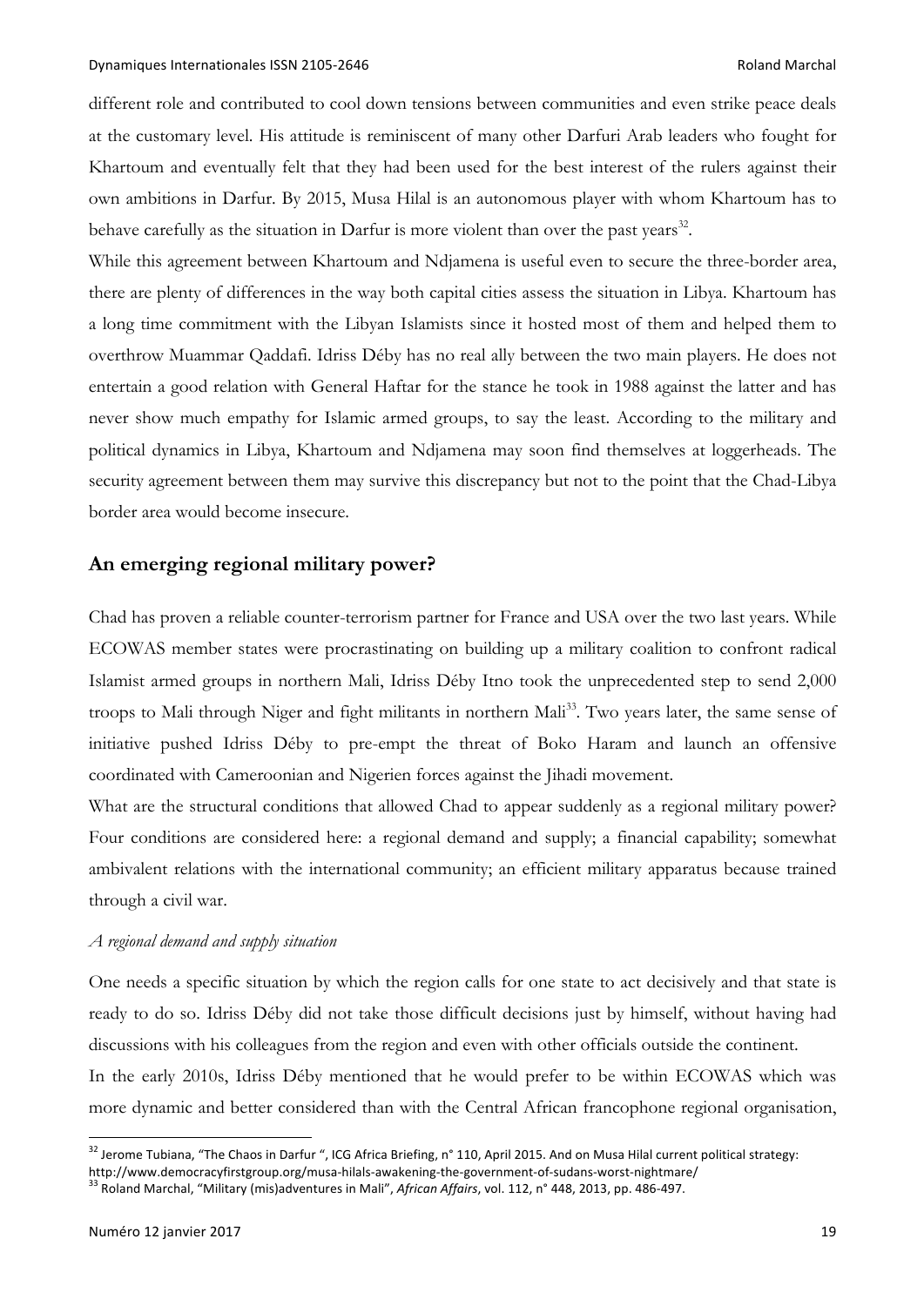different role and contributed to cool down tensions between communities and even strike peace deals at the customary level. His attitude is reminiscent of many other Darfuri Arab leaders who fought for Khartoum and eventually felt that they had been used for the best interest of the rulers against their own ambitions in Darfur. By 2015, Musa Hilal is an autonomous player with whom Khartoum has to behave carefully as the situation in Darfur is more violent than over the past years[32].

While this agreement between Khartoum and Ndjamena is useful even to secure the three-border area, there are plenty of differences in the way both capital cities assess the situation in Libya. Khartoum has a long time commitment with the Libyan Islamists since it hosted most of them and helped them to overthrow Muammar Qaddafi. Idriss Déby has no real ally between the two main players. He does not entertain a good relation with General Haftar for the stance he took in 1988 against the latter and has never show much empathy for Islamic armed groups, to say the least. According to the military and political dynamics in Libya, Khartoum and Ndjamena may soon find themselves at loggerheads. The security agreement between them may survive this discrepancy but not to the point that the Chad-Libya border area would become insecure.

## An emerging regional military power?

Chad has proven a reliable counter-terrorism partner for France and USA over the two last years. While ECOWAS member states were procrastinating on building up a military coalition to confront radical Islamist armed groups in northern Mali, Idriss Déby Itno took the unprecedented step to send 2,000 troops to Mali through Niger and fight militants in northern Mali[33]. Two years later, the same sense of initiative pushed Idriss Déby to pre-empt the threat of Boko Haram and launch an offensive coordinated with Cameroonian and Nigerien forces against the Jihadi movement.

What are the structural conditions that allowed Chad to appear suddenly as a regional military power? Four conditions are considered here: a regional demand and supply; a financial capability; somewhat ambivalent relations with the international community; an efficient military apparatus because trained through a civil war.

### *A regional demand and supply situation*

One needs a specific situation by which the region calls for one state to act decisively and that state is ready to do so. Idriss Déby did not take those difficult decisions just by himself, without having had discussions with his colleagues from the region and even with other officials outside the continent.

In the early 2010s, Idriss Déby mentioned that he would prefer to be within ECOWAS which was more dynamic and better considered than with the Central African francophone regional organisation,

---

[32] Jerome Tubiana, "The Chaos in Darfur ", ICG Africa Briefing, n° 110, April 2015. And on Musa Hilal current political strategy: http://www.democracyfirstgroup.org/musa-hilals-awakening-the-government-of-sudans-worst-nightmare/

[33] Roland Marchal, "Military (mis)adventures in Mali", *African Affairs*, vol. 112, n° 448, 2013, pp. 486-497.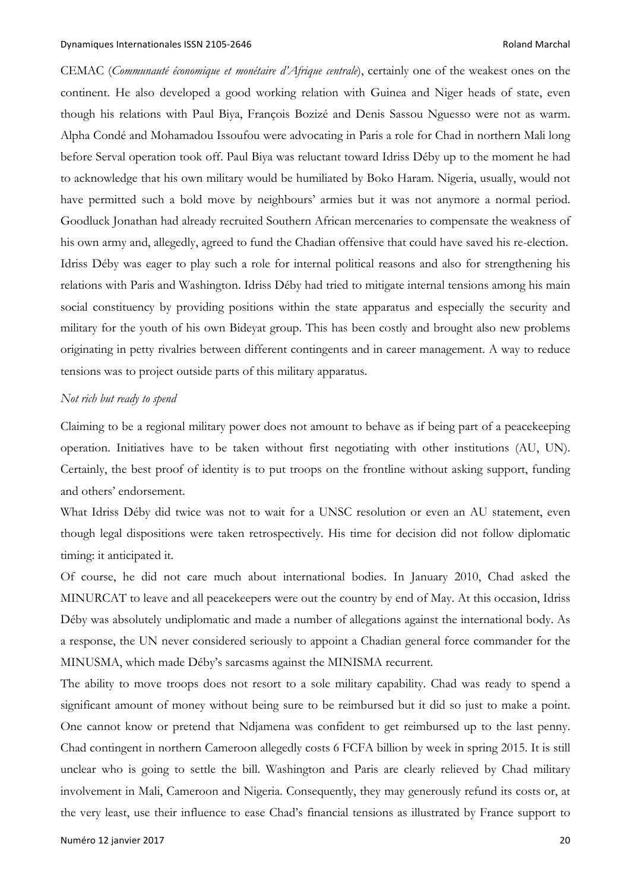CEMAC (*Communauté économique et monétaire d'Afrique centrale*), certainly one of the weakest ones on the continent. He also developed a good working relation with Guinea and Niger heads of state, even though his relations with Paul Biya, François Bozizé and Denis Sassou Nguesso were not as warm. Alpha Condé and Mohamadou Issoufou were advocating in Paris a role for Chad in northern Mali long before Serval operation took off. Paul Biya was reluctant toward Idriss Déby up to the moment he had to acknowledge that his own military would be humiliated by Boko Haram. Nigeria, usually, would not have permitted such a bold move by neighbours' armies but it was not anymore a normal period. Goodluck Jonathan had already recruited Southern African mercenaries to compensate the weakness of his own army and, allegedly, agreed to fund the Chadian offensive that could have saved his re-election. Idriss Déby was eager to play such a role for internal political reasons and also for strengthening his relations with Paris and Washington. Idriss Déby had tried to mitigate internal tensions among his main social constituency by providing positions within the state apparatus and especially the security and military for the youth of his own Bideyat group. This has been costly and brought also new problems originating in petty rivalries between different contingents and in career management. A way to reduce tensions was to project outside parts of this military apparatus.

*Not rich but ready to spend*

Claiming to be a regional military power does not amount to behave as if being part of a peacekeeping operation. Initiatives have to be taken without first negotiating with other institutions (AU, UN). Certainly, the best proof of identity is to put troops on the frontline without asking support, funding and others' endorsement.

What Idriss Déby did twice was not to wait for a UNSC resolution or even an AU statement, even though legal dispositions were taken retrospectively. His time for decision did not follow diplomatic timing: it anticipated it.

Of course, he did not care much about international bodies. In January 2010, Chad asked the MINURCAT to leave and all peacekeepers were out the country by end of May. At this occasion, Idriss Déby was absolutely undiplomatic and made a number of allegations against the international body. As a response, the UN never considered seriously to appoint a Chadian general force commander for the MINUSMA, which made Déby's sarcasms against the MINISMA recurrent.

The ability to move troops does not resort to a sole military capability. Chad was ready to spend a significant amount of money without being sure to be reimbursed but it did so just to make a point. One cannot know or pretend that Ndjamena was confident to get reimbursed up to the last penny. Chad contingent in northern Cameroon allegedly costs 6 FCFA billion by week in spring 2015. It is still unclear who is going to settle the bill. Washington and Paris are clearly relieved by Chad military involvement in Mali, Cameroon and Nigeria. Consequently, they may generously refund its costs or, at the very least, use their influence to ease Chad's financial tensions as illustrated by France support to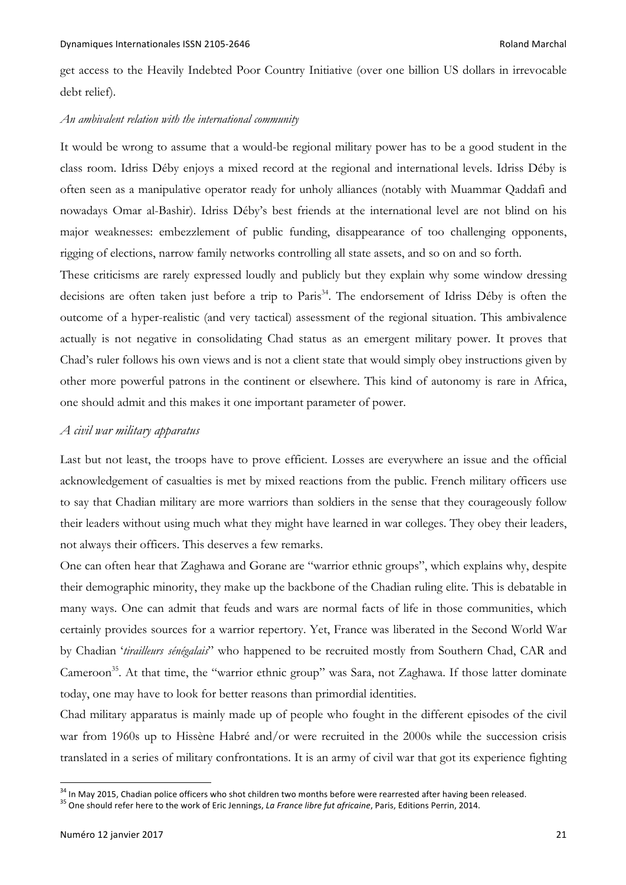get access to the Heavily Indebted Poor Country Initiative (over one billion US dollars in irrevocable debt relief).

*An ambivalent relation with the international community*

It would be wrong to assume that a would-be regional military power has to be a good student in the class room. Idriss Déby enjoys a mixed record at the regional and international levels. Idriss Déby is often seen as a manipulative operator ready for unholy alliances (notably with Muammar Qaddafi and nowadays Omar al-Bashir). Idriss Déby's best friends at the international level are not blind on his major weaknesses: embezzlement of public funding, disappearance of too challenging opponents, rigging of elections, narrow family networks controlling all state assets, and so on and so forth.

These criticisms are rarely expressed loudly and publicly but they explain why some window dressing decisions are often taken just before a trip to Paris[34]. The endorsement of Idriss Déby is often the outcome of a hyper-realistic (and very tactical) assessment of the regional situation. This ambivalence actually is not negative in consolidating Chad status as an emergent military power. It proves that Chad's ruler follows his own views and is not a client state that would simply obey instructions given by other more powerful patrons in the continent or elsewhere. This kind of autonomy is rare in Africa, one should admit and this makes it one important parameter of power.

### *A civil war military apparatus*

Last but not least, the troops have to prove efficient. Losses are everywhere an issue and the official acknowledgement of casualties is met by mixed reactions from the public. French military officers use to say that Chadian military are more warriors than soldiers in the sense that they courageously follow their leaders without using much what they might have learned in war colleges. They obey their leaders, not always their officers. This deserves a few remarks.

One can often hear that Zaghawa and Gorane are "warrior ethnic groups", which explains why, despite their demographic minority, they make up the backbone of the Chadian ruling elite. This is debatable in many ways. One can admit that feuds and wars are normal facts of life in those communities, which certainly provides sources for a warrior repertory. Yet, France was liberated in the Second World War by Chadian '*tirailleurs sénégalais*" who happened to be recruited mostly from Southern Chad, CAR and Cameroon[35]. At that time, the "warrior ethnic group" was Sara, not Zaghawa. If those latter dominate today, one may have to look for better reasons than primordial identities.

Chad military apparatus is mainly made up of people who fought in the different episodes of the civil war from 1960s up to Hissène Habré and/or were recruited in the 2000s while the succession crisis translated in a series of military confrontations. It is an army of civil war that got its experience fighting

---

[34] In May 2015, Chadian police officers who shot children two months before were rearrested after having been released.

[35] One should refer here to the work of Eric Jennings, *La France libre fut africaine*, Paris, Editions Perrin, 2014.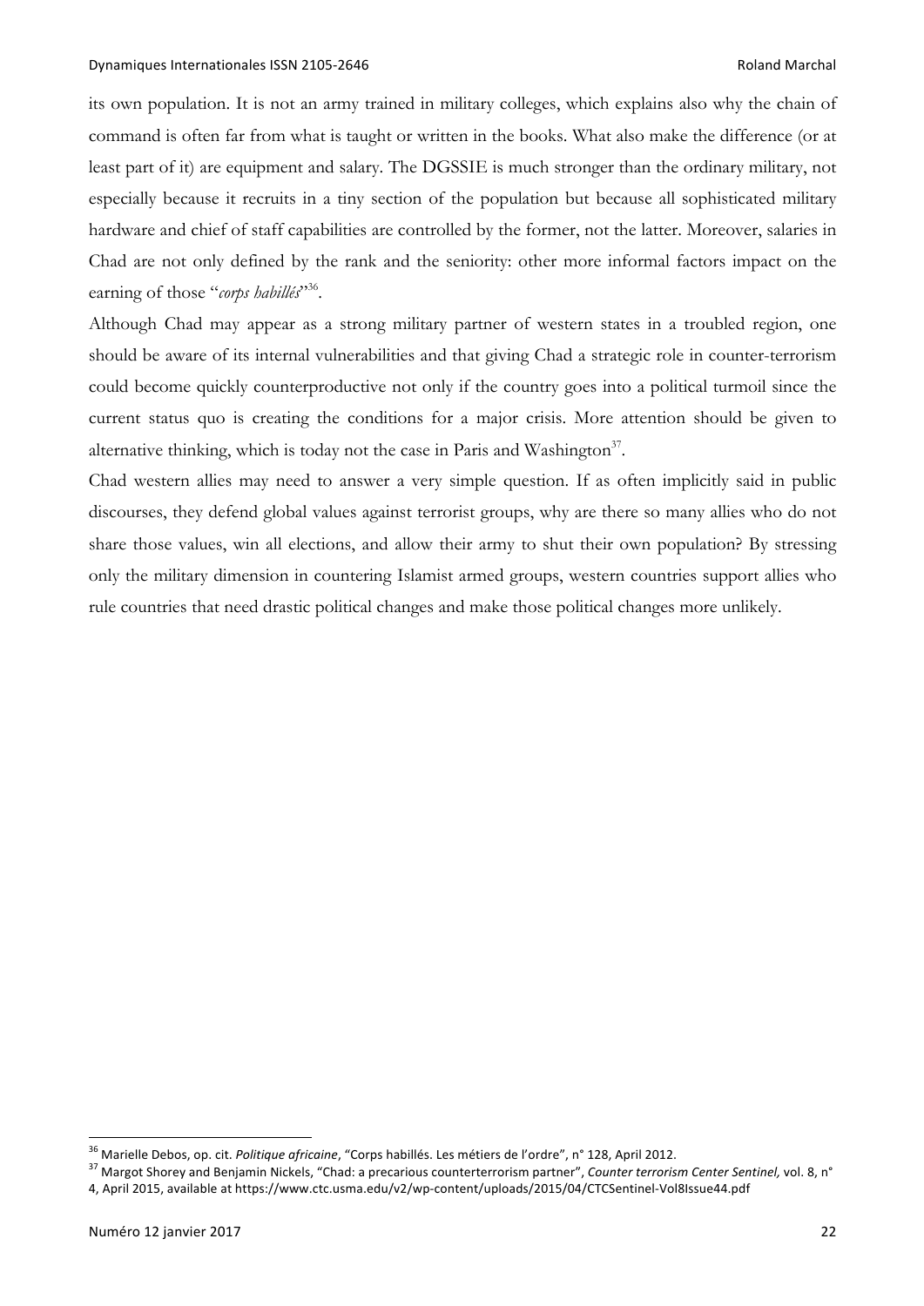its own population. It is not an army trained in military colleges, which explains also why the chain of command is often far from what is taught or written in the books. What also make the difference (or at least part of it) are equipment and salary. The DGSSIE is much stronger than the ordinary military, not especially because it recruits in a tiny section of the population but because all sophisticated military hardware and chief of staff capabilities are controlled by the former, not the latter. Moreover, salaries in Chad are not only defined by the rank and the seniority: other more informal factors impact on the earning of those "*corps habillés*"[36].

Although Chad may appear as a strong military partner of western states in a troubled region, one should be aware of its internal vulnerabilities and that giving Chad a strategic role in counter-terrorism could become quickly counterproductive not only if the country goes into a political turmoil since the current status quo is creating the conditions for a major crisis. More attention should be given to alternative thinking, which is today not the case in Paris and Washington[37].

Chad western allies may need to answer a very simple question. If as often implicitly said in public discourses, they defend global values against terrorist groups, why are there so many allies who do not share those values, win all elections, and allow their army to shut their own population? By stressing only the military dimension in countering Islamist armed groups, western countries support allies who rule countries that need drastic political changes and make those political changes more unlikely.

---

[36] Marielle Debos, op. cit. *Politique africaine*, "Corps habillés. Les métiers de l'ordre", n° 128, April 2012.

[37] Margot Shorey and Benjamin Nickels, "Chad: a precarious counterterrorism partner", *Counter terrorism Center Sentinel,* vol. 8, n° 4, April 2015, available at https://www.ctc.usma.edu/v2/wp-content/uploads/2015/04/CTCSentinel-Vol8Issue44.pdf